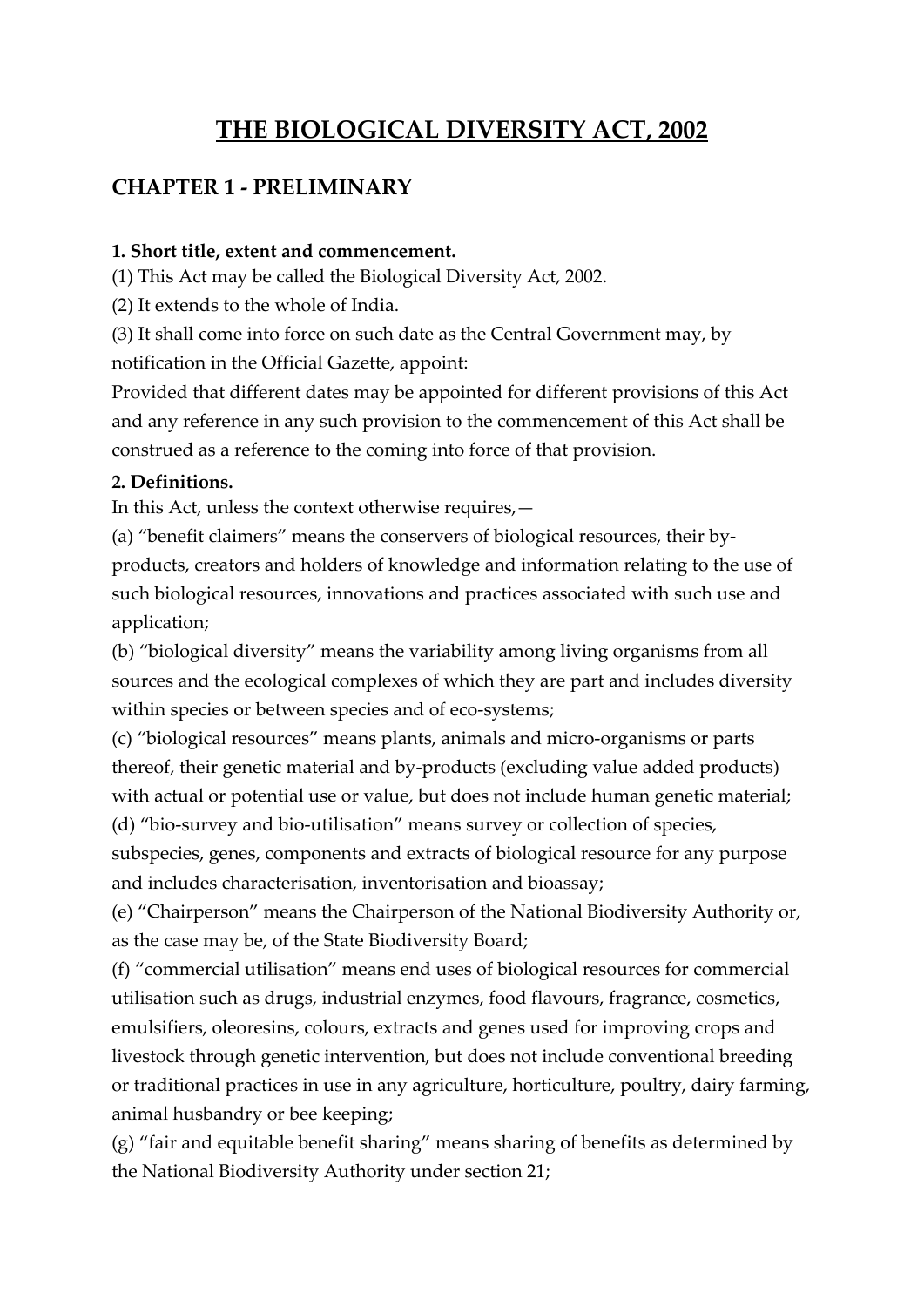# THE BIOLOGICAL DIVERSITY ACT, 2002

## CHAPTER 1 - PRELIMINARY

**1. Short title, extent and commencement.**

(1) This Act may be called the Biological Diversity Act, 2002.

(2) It extends to the whole of India.

(3) It shall come into force on such date as the Central Government may, by notification in the Official Gazette, appoint:

Provided that different dates may be appointed for different provisions of this Act and any reference in any such provision to the commencement of this Act shall be construed as a reference to the coming into force of that provision.

**2. Definitions.**

In this Act, unless the context otherwise requires,—

(a) "benefit claimers" means the conservers of biological resources, their by-products, creators and holders of knowledge and information relating to the use of such biological resources, innovations and practices associated with such use and application;

(b) "biological diversity" means the variability among living organisms from all sources and the ecological complexes of which they are part and includes diversity within species or between species and of eco-systems;

(c) "biological resources" means plants, animals and micro-organisms or parts thereof, their genetic material and by-products (excluding value added products) with actual or potential use or value, but does not include human genetic material;

(d) "bio-survey and bio-utilisation" means survey or collection of species, subspecies, genes, components and extracts of biological resource for any purpose and includes characterisation, inventorisation and bioassay;

(e) "Chairperson" means the Chairperson of the National Biodiversity Authority or, as the case may be, of the State Biodiversity Board;

(f) "commercial utilisation" means end uses of biological resources for commercial utilisation such as drugs, industrial enzymes, food flavours, fragrance, cosmetics, emulsifiers, oleoresins, colours, extracts and genes used for improving crops and livestock through genetic intervention, but does not include conventional breeding or traditional practices in use in any agriculture, horticulture, poultry, dairy farming, animal husbandry or bee keeping;

(g) "fair and equitable benefit sharing" means sharing of benefits as determined by the National Biodiversity Authority under section 21;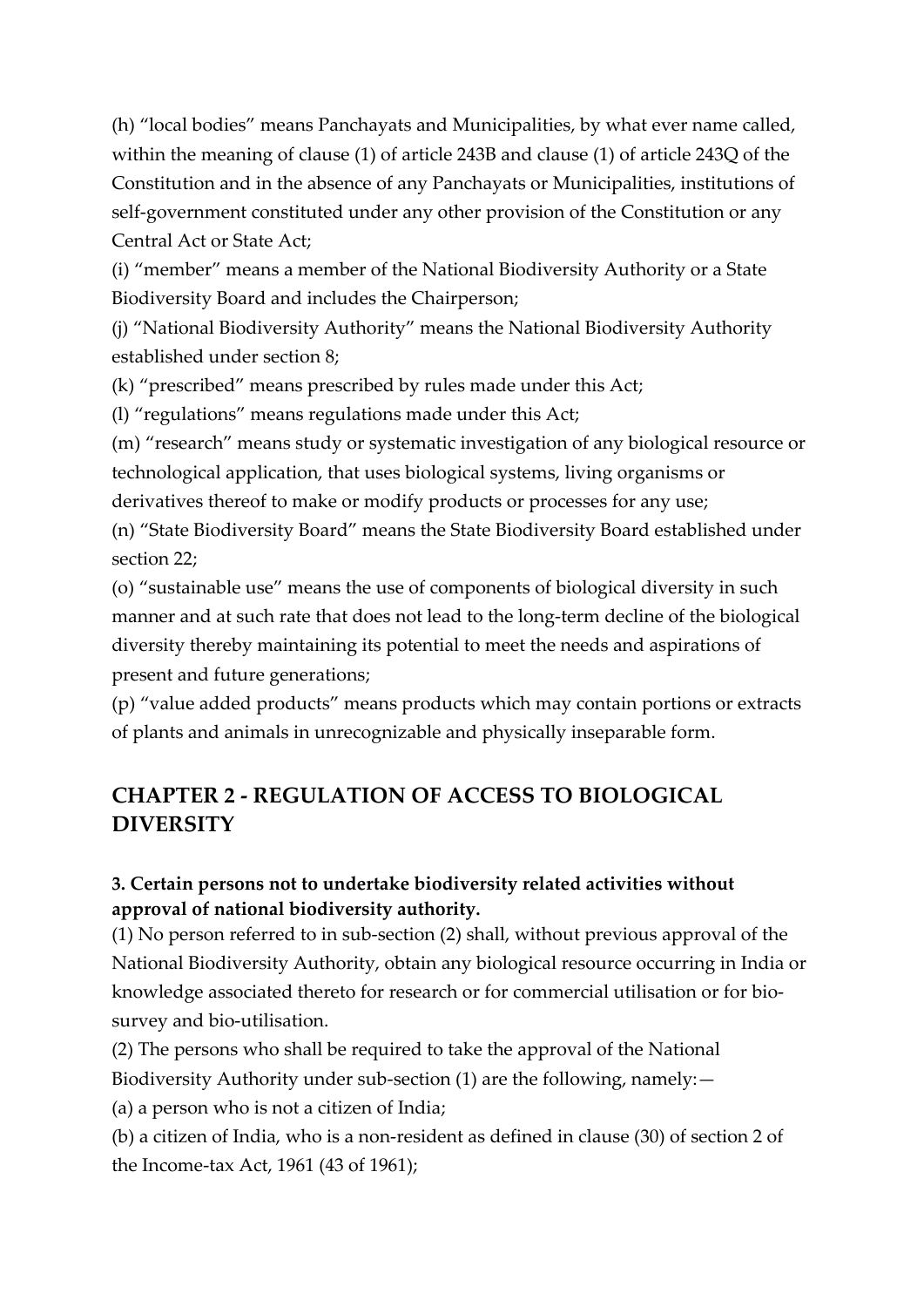(h) “local bodies” means Panchayats and Municipalities, by what ever name called, within the meaning of clause (1) of article 243B and clause (1) of article 243Q of the Constitution and in the absence of any Panchayats or Municipalities, institutions of self-government constituted under any other provision of the Constitution or any Central Act or State Act;

(i) “member” means a member of the National Biodiversity Authority or a State Biodiversity Board and includes the Chairperson;

(j) “National Biodiversity Authority” means the National Biodiversity Authority established under section 8;

(k) “prescribed” means prescribed by rules made under this Act;

(l) “regulations” means regulations made under this Act;

(m) “research” means study or systematic investigation of any biological resource or technological application, that uses biological systems, living organisms or derivatives thereof to make or modify products or processes for any use;

(n) “State Biodiversity Board” means the State Biodiversity Board established under section 22;

(o) “sustainable use” means the use of components of biological diversity in such manner and at such rate that does not lead to the long-term decline of the biological diversity thereby maintaining its potential to meet the needs and aspirations of present and future generations;

(p) “value added products” means products which may contain portions or extracts of plants and animals in unrecognizable and physically inseparable form.

## CHAPTER 2 - REGULATION OF ACCESS TO BIOLOGICAL DIVERSITY

### 3. Certain persons not to undertake biodiversity related activities without approval of national biodiversity authority.

(1) No person referred to in sub-section (2) shall, without previous approval of the National Biodiversity Authority, obtain any biological resource occurring in India or knowledge associated thereto for research or for commercial utilisation or for bio-survey and bio-utilisation.

(2) The persons who shall be required to take the approval of the National Biodiversity Authority under sub-section (1) are the following, namely:—

(a) a person who is not a citizen of India;

(b) a citizen of India, who is a non-resident as defined in clause (30) of section 2 of the Income-tax Act, 1961 (43 of 1961);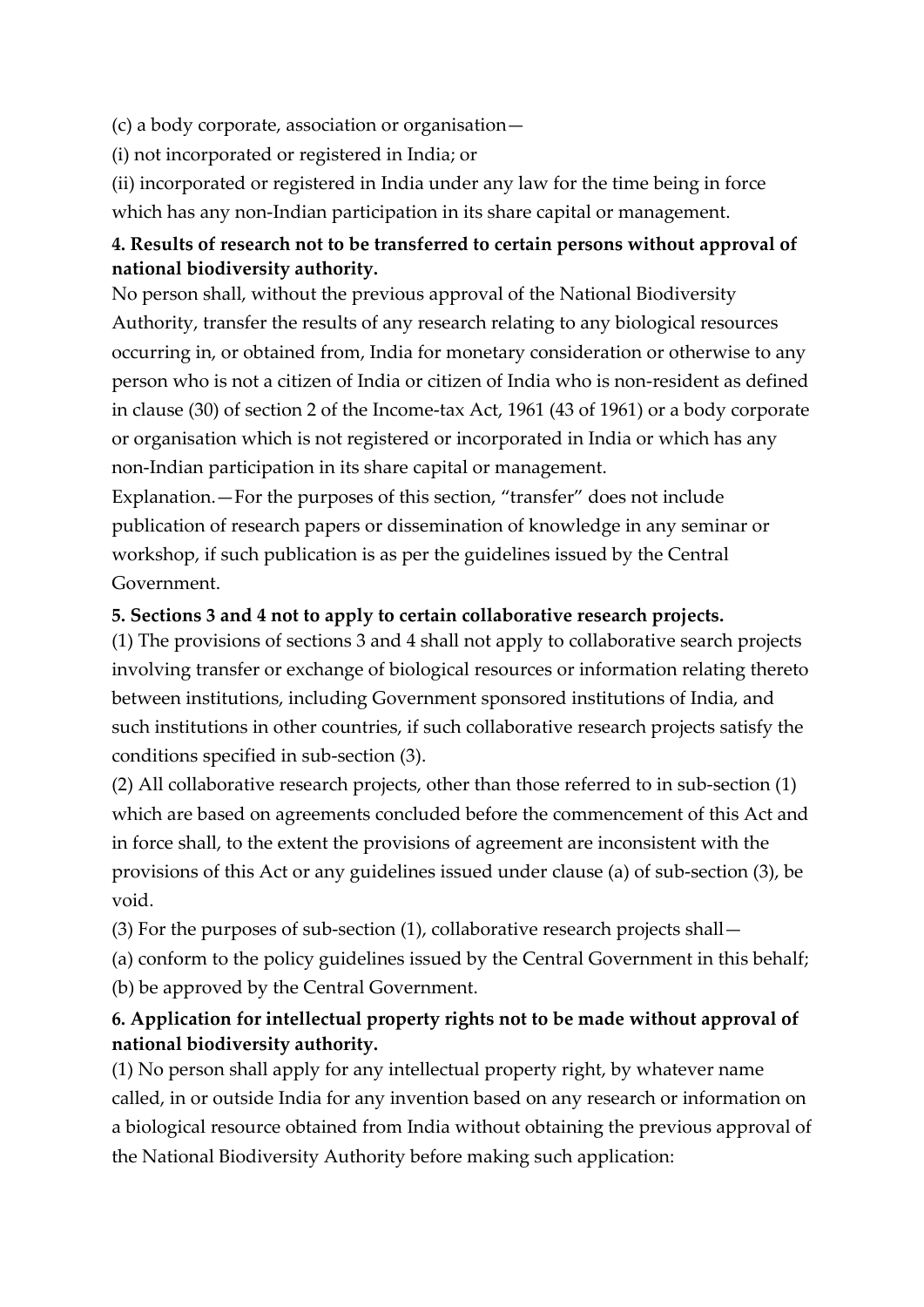(c) a body corporate, association or organisation—

(i) not incorporated or registered in India; or

(ii) incorporated or registered in India under any law for the time being in force which has any non-Indian participation in its share capital or management.

**4. Results of research not to be transferred to certain persons without approval of national biodiversity authority.**

No person shall, without the previous approval of the National Biodiversity Authority, transfer the results of any research relating to any biological resources occurring in, or obtained from, India for monetary consideration or otherwise to any person who is not a citizen of India or citizen of India who is non-resident as defined in clause (30) of section 2 of the Income-tax Act, 1961 (43 of 1961) or a body corporate or organisation which is not registered or incorporated in India or which has any non-Indian participation in its share capital or management.

Explanation.—For the purposes of this section, "transfer" does not include publication of research papers or dissemination of knowledge in any seminar or workshop, if such publication is as per the guidelines issued by the Central Government.

**5. Sections 3 and 4 not to apply to certain collaborative research projects.**

(1) The provisions of sections 3 and 4 shall not apply to collaborative search projects involving transfer or exchange of biological resources or information relating thereto between institutions, including Government sponsored institutions of India, and such institutions in other countries, if such collaborative research projects satisfy the conditions specified in sub-section (3).

(2) All collaborative research projects, other than those referred to in sub-section (1) which are based on agreements concluded before the commencement of this Act and in force shall, to the extent the provisions of agreement are inconsistent with the provisions of this Act or any guidelines issued under clause (a) of sub-section (3), be void.

(3) For the purposes of sub-section (1), collaborative research projects shall—

(a) conform to the policy guidelines issued by the Central Government in this behalf;

(b) be approved by the Central Government.

**6. Application for intellectual property rights not to be made without approval of national biodiversity authority.**

(1) No person shall apply for any intellectual property right, by whatever name called, in or outside India for any invention based on any research or information on a biological resource obtained from India without obtaining the previous approval of the National Biodiversity Authority before making such application: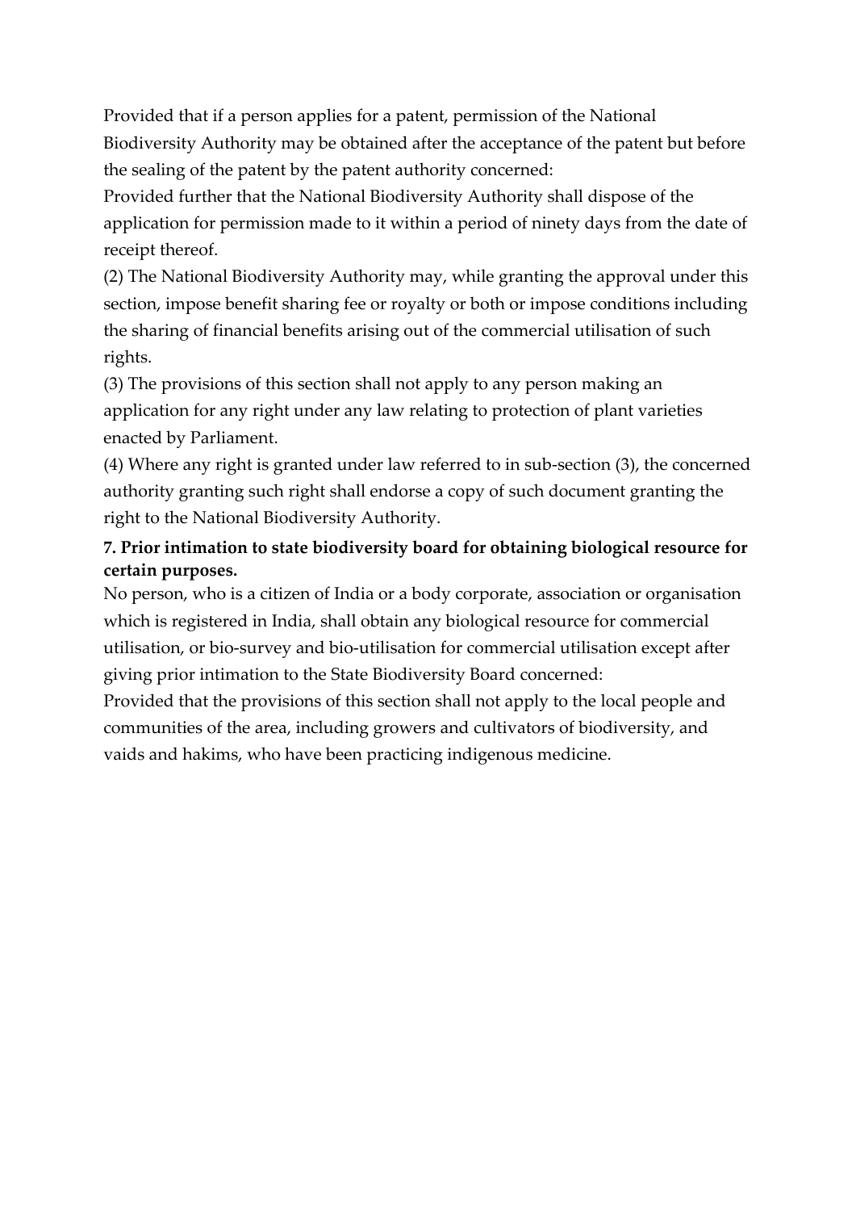Provided that if a person applies for a patent, permission of the National Biodiversity Authority may be obtained after the acceptance of the patent but before the sealing of the patent by the patent authority concerned:

Provided further that the National Biodiversity Authority shall dispose of the application for permission made to it within a period of ninety days from the date of receipt thereof.

(2) The National Biodiversity Authority may, while granting the approval under this section, impose benefit sharing fee or royalty or both or impose conditions including the sharing of financial benefits arising out of the commercial utilisation of such rights.

(3) The provisions of this section shall not apply to any person making an application for any right under any law relating to protection of plant varieties enacted by Parliament.

(4) Where any right is granted under law referred to in sub-section (3), the concerned authority granting such right shall endorse a copy of such document granting the right to the National Biodiversity Authority.

**7. Prior intimation to state biodiversity board for obtaining biological resource for certain purposes.**

No person, who is a citizen of India or a body corporate, association or organisation which is registered in India, shall obtain any biological resource for commercial utilisation, or bio-survey and bio-utilisation for commercial utilisation except after giving prior intimation to the State Biodiversity Board concerned:

Provided that the provisions of this section shall not apply to the local people and communities of the area, including growers and cultivators of biodiversity, and vaids and hakims, who have been practicing indigenous medicine.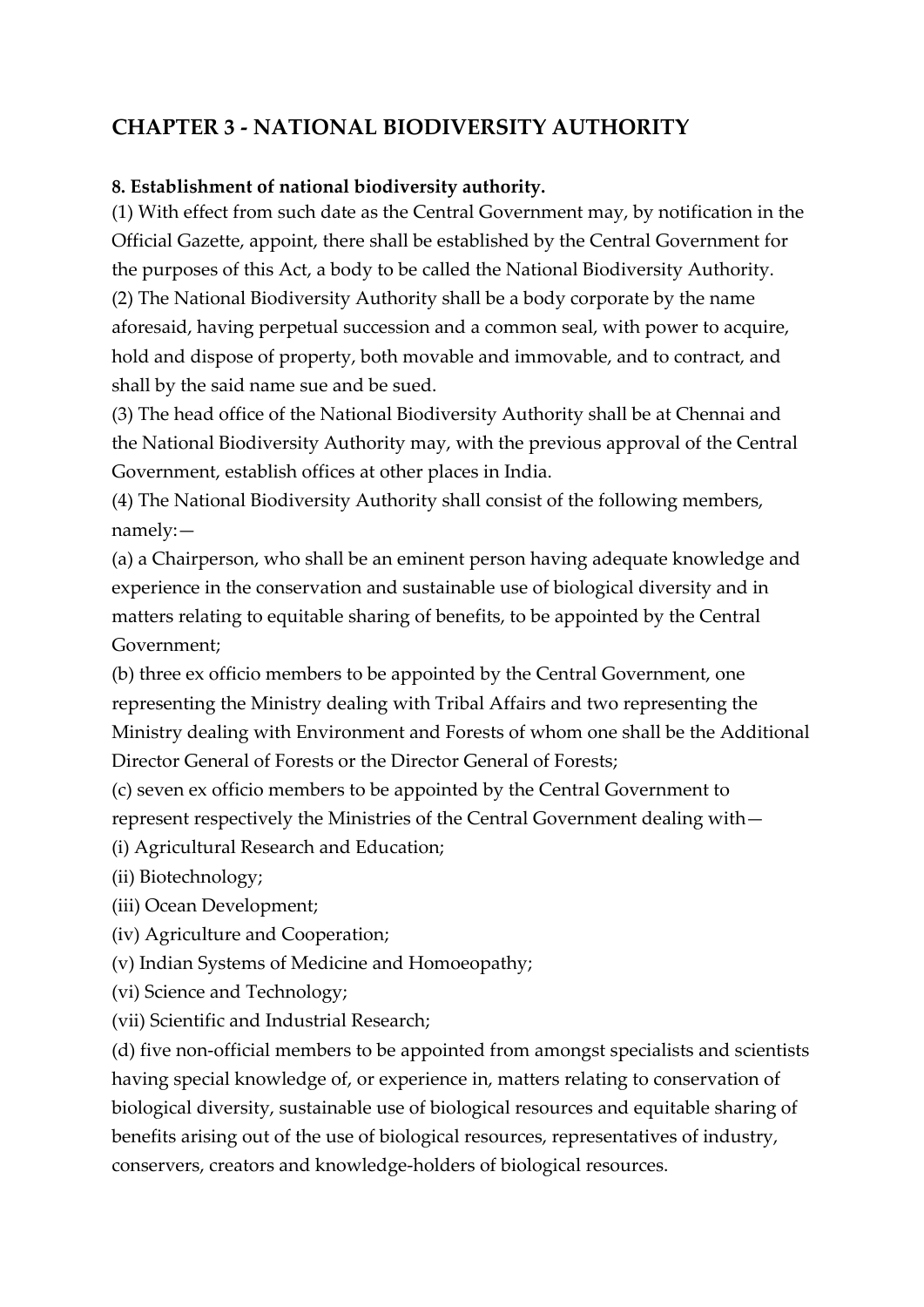## CHAPTER 3 - NATIONAL BIODIVERSITY AUTHORITY

**8. Establishment of national biodiversity authority.**

(1) With effect from such date as the Central Government may, by notification in the Official Gazette, appoint, there shall be established by the Central Government for the purposes of this Act, a body to be called the National Biodiversity Authority.

(2) The National Biodiversity Authority shall be a body corporate by the name aforesaid, having perpetual succession and a common seal, with power to acquire, hold and dispose of property, both movable and immovable, and to contract, and shall by the said name sue and be sued.

(3) The head office of the National Biodiversity Authority shall be at Chennai and the National Biodiversity Authority may, with the previous approval of the Central Government, establish offices at other places in India.

(4) The National Biodiversity Authority shall consist of the following members, namely:—

(a) a Chairperson, who shall be an eminent person having adequate knowledge and experience in the conservation and sustainable use of biological diversity and in matters relating to equitable sharing of benefits, to be appointed by the Central Government;

(b) three ex officio members to be appointed by the Central Government, one representing the Ministry dealing with Tribal Affairs and two representing the Ministry dealing with Environment and Forests of whom one shall be the Additional Director General of Forests or the Director General of Forests;

(c) seven ex officio members to be appointed by the Central Government to represent respectively the Ministries of the Central Government dealing with—

(i) Agricultural Research and Education;

(ii) Biotechnology;

(iii) Ocean Development;

(iv) Agriculture and Cooperation;

(v) Indian Systems of Medicine and Homoeopathy;

(vi) Science and Technology;

(vii) Scientific and Industrial Research;

(d) five non-official members to be appointed from amongst specialists and scientists having special knowledge of, or experience in, matters relating to conservation of biological diversity, sustainable use of biological resources and equitable sharing of benefits arising out of the use of biological resources, representatives of industry, conservers, creators and knowledge-holders of biological resources.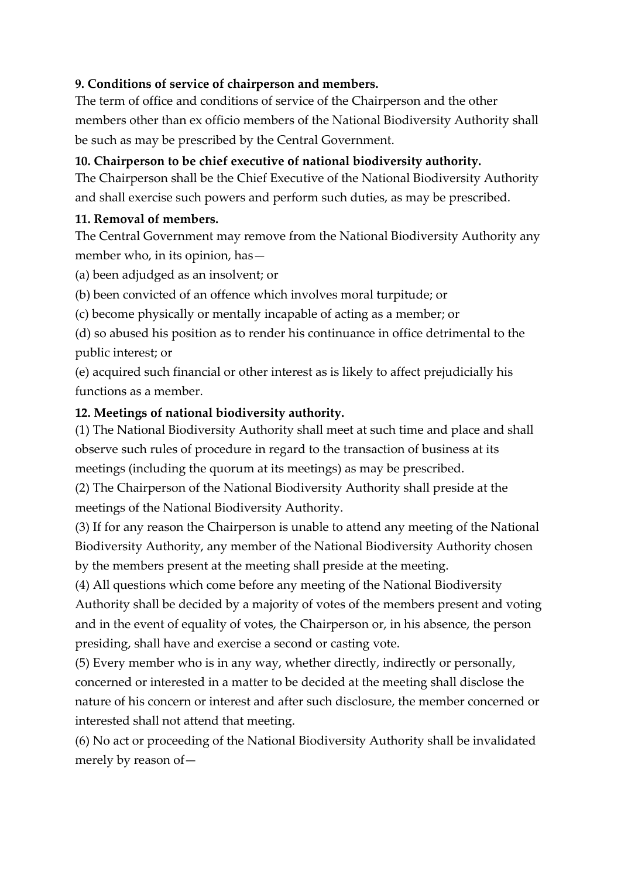**9. Conditions of service of chairperson and members.**

The term of office and conditions of service of the Chairperson and the other members other than ex officio members of the National Biodiversity Authority shall be such as may be prescribed by the Central Government.

**10. Chairperson to be chief executive of national biodiversity authority.**

The Chairperson shall be the Chief Executive of the National Biodiversity Authority and shall exercise such powers and perform such duties, as may be prescribed.

**11. Removal of members.**

The Central Government may remove from the National Biodiversity Authority any member who, in its opinion, has—

(a) been adjudged as an insolvent; or

(b) been convicted of an offence which involves moral turpitude; or

(c) become physically or mentally incapable of acting as a member; or

(d) so abused his position as to render his continuance in office detrimental to the public interest; or

(e) acquired such financial or other interest as is likely to affect prejudicially his functions as a member.

**12. Meetings of national biodiversity authority.**

(1) The National Biodiversity Authority shall meet at such time and place and shall observe such rules of procedure in regard to the transaction of business at its meetings (including the quorum at its meetings) as may be prescribed.

(2) The Chairperson of the National Biodiversity Authority shall preside at the meetings of the National Biodiversity Authority.

(3) If for any reason the Chairperson is unable to attend any meeting of the National Biodiversity Authority, any member of the National Biodiversity Authority chosen by the members present at the meeting shall preside at the meeting.

(4) All questions which come before any meeting of the National Biodiversity Authority shall be decided by a majority of votes of the members present and voting and in the event of equality of votes, the Chairperson or, in his absence, the person presiding, shall have and exercise a second or casting vote.

(5) Every member who is in any way, whether directly, indirectly or personally, concerned or interested in a matter to be decided at the meeting shall disclose the nature of his concern or interest and after such disclosure, the member concerned or interested shall not attend that meeting.

(6) No act or proceeding of the National Biodiversity Authority shall be invalidated merely by reason of—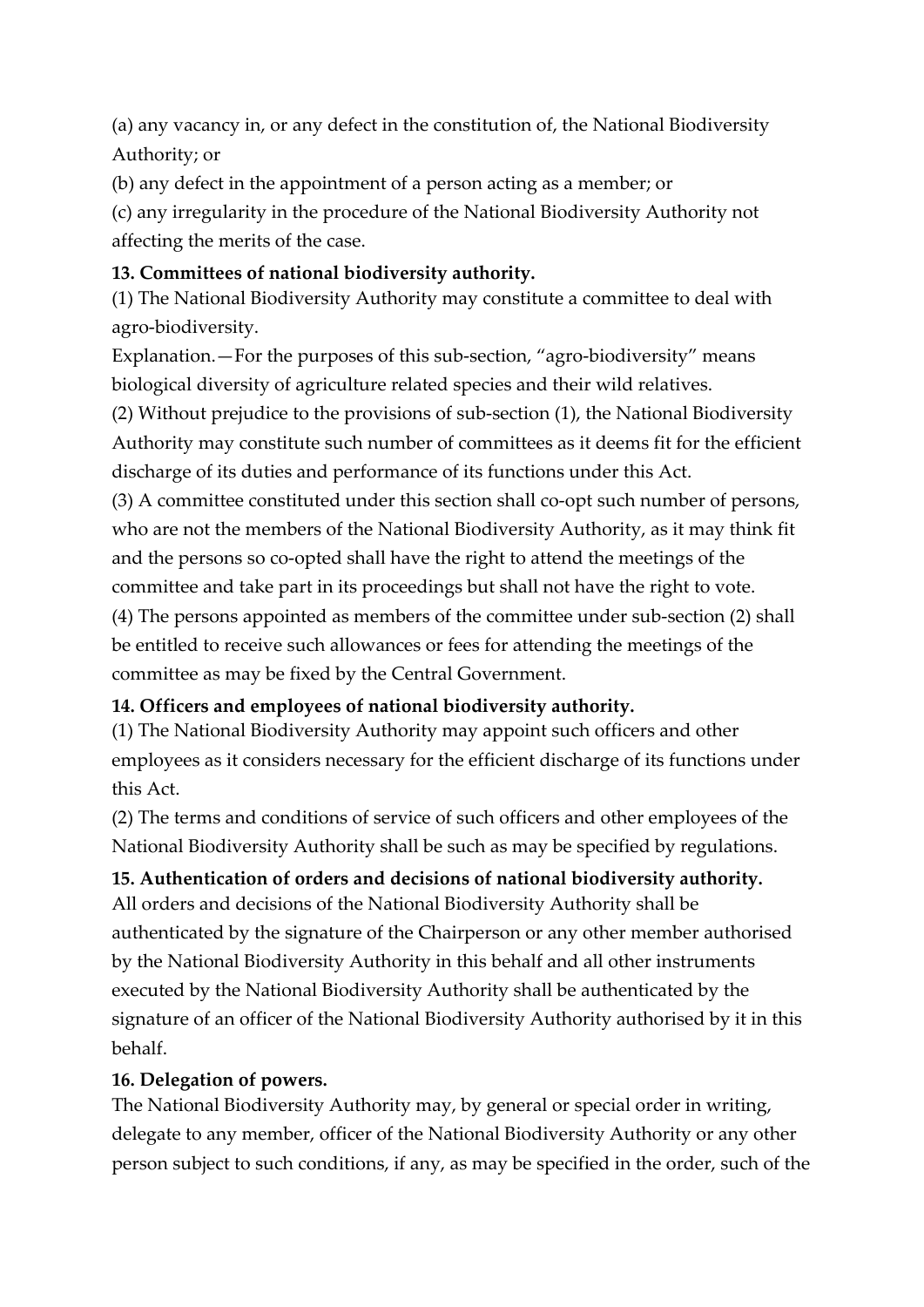(a) any vacancy in, or any defect in the constitution of, the National Biodiversity Authority; or

(b) any defect in the appointment of a person acting as a member; or

(c) any irregularity in the procedure of the National Biodiversity Authority not affecting the merits of the case.

**13. Committees of national biodiversity authority.**

(1) The National Biodiversity Authority may constitute a committee to deal with agro-biodiversity.

Explanation.—For the purposes of this sub-section, "agro-biodiversity" means biological diversity of agriculture related species and their wild relatives.

(2) Without prejudice to the provisions of sub-section (1), the National Biodiversity Authority may constitute such number of committees as it deems fit for the efficient discharge of its duties and performance of its functions under this Act.

(3) A committee constituted under this section shall co-opt such number of persons, who are not the members of the National Biodiversity Authority, as it may think fit and the persons so co-opted shall have the right to attend the meetings of the committee and take part in its proceedings but shall not have the right to vote.

(4) The persons appointed as members of the committee under sub-section (2) shall be entitled to receive such allowances or fees for attending the meetings of the committee as may be fixed by the Central Government.

**14. Officers and employees of national biodiversity authority.**

(1) The National Biodiversity Authority may appoint such officers and other employees as it considers necessary for the efficient discharge of its functions under this Act.

(2) The terms and conditions of service of such officers and other employees of the National Biodiversity Authority shall be such as may be specified by regulations.

**15. Authentication of orders and decisions of national biodiversity authority.**

All orders and decisions of the National Biodiversity Authority shall be authenticated by the signature of the Chairperson or any other member authorised by the National Biodiversity Authority in this behalf and all other instruments executed by the National Biodiversity Authority shall be authenticated by the signature of an officer of the National Biodiversity Authority authorised by it in this behalf.

**16. Delegation of powers.**

The National Biodiversity Authority may, by general or special order in writing, delegate to any member, officer of the National Biodiversity Authority or any other person subject to such conditions, if any, as may be specified in the order, such of the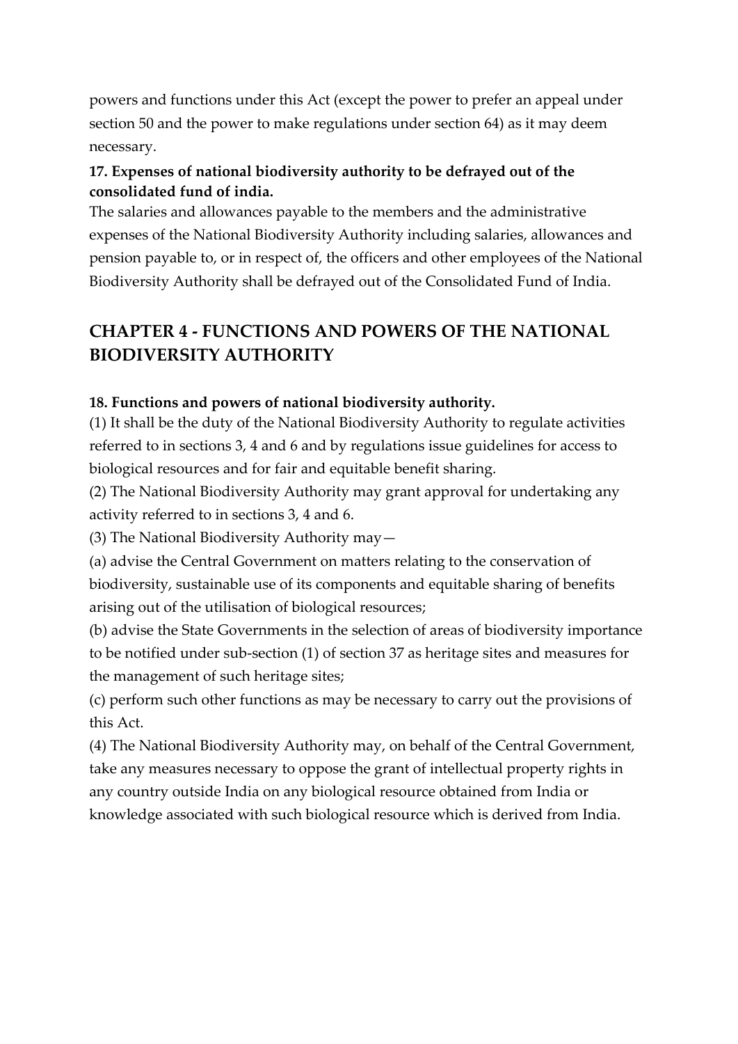powers and functions under this Act (except the power to prefer an appeal under section 50 and the power to make regulations under section 64) as it may deem necessary.

**17. Expenses of national biodiversity authority to be defrayed out of the consolidated fund of india.**

The salaries and allowances payable to the members and the administrative expenses of the National Biodiversity Authority including salaries, allowances and pension payable to, or in respect of, the officers and other employees of the National Biodiversity Authority shall be defrayed out of the Consolidated Fund of India.

## CHAPTER 4 - FUNCTIONS AND POWERS OF THE NATIONAL BIODIVERSITY AUTHORITY

**18. Functions and powers of national biodiversity authority.**

(1) It shall be the duty of the National Biodiversity Authority to regulate activities referred to in sections 3, 4 and 6 and by regulations issue guidelines for access to biological resources and for fair and equitable benefit sharing.

(2) The National Biodiversity Authority may grant approval for undertaking any activity referred to in sections 3, 4 and 6.

(3) The National Biodiversity Authority may—

(a) advise the Central Government on matters relating to the conservation of biodiversity, sustainable use of its components and equitable sharing of benefits arising out of the utilisation of biological resources;

(b) advise the State Governments in the selection of areas of biodiversity importance to be notified under sub-section (1) of section 37 as heritage sites and measures for the management of such heritage sites;

(c) perform such other functions as may be necessary to carry out the provisions of this Act.

(4) The National Biodiversity Authority may, on behalf of the Central Government, take any measures necessary to oppose the grant of intellectual property rights in any country outside India on any biological resource obtained from India or knowledge associated with such biological resource which is derived from India.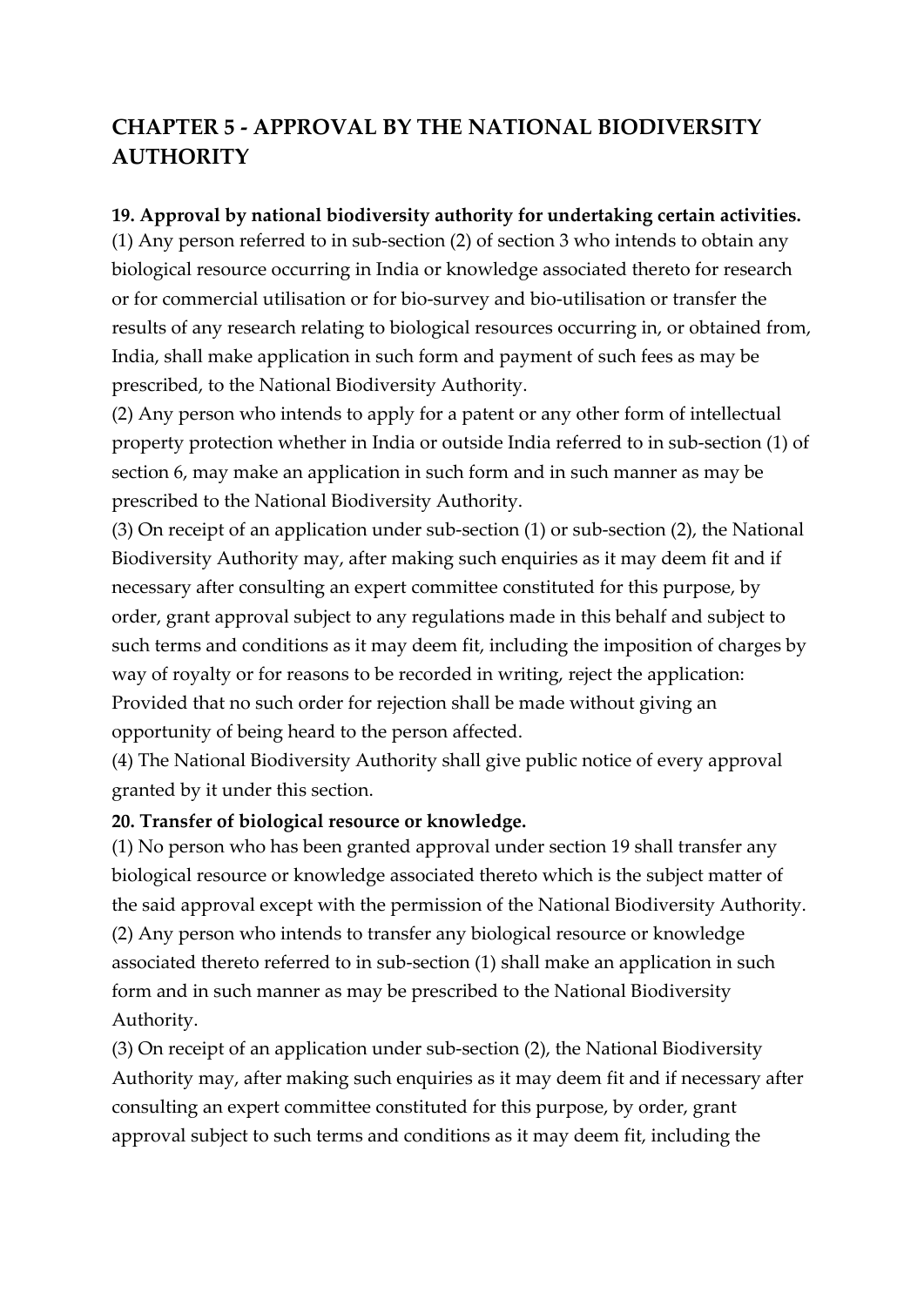## CHAPTER 5 - APPROVAL BY THE NATIONAL BIODIVERSITY AUTHORITY

**19. Approval by national biodiversity authority for undertaking certain activities.**

(1) Any person referred to in sub-section (2) of section 3 who intends to obtain any biological resource occurring in India or knowledge associated thereto for research or for commercial utilisation or for bio-survey and bio-utilisation or transfer the results of any research relating to biological resources occurring in, or obtained from, India, shall make application in such form and payment of such fees as may be prescribed, to the National Biodiversity Authority.

(2) Any person who intends to apply for a patent or any other form of intellectual property protection whether in India or outside India referred to in sub-section (1) of section 6, may make an application in such form and in such manner as may be prescribed to the National Biodiversity Authority.

(3) On receipt of an application under sub-section (1) or sub-section (2), the National Biodiversity Authority may, after making such enquiries as it may deem fit and if necessary after consulting an expert committee constituted for this purpose, by order, grant approval subject to any regulations made in this behalf and subject to such terms and conditions as it may deem fit, including the imposition of charges by way of royalty or for reasons to be recorded in writing, reject the application: Provided that no such order for rejection shall be made without giving an opportunity of being heard to the person affected.

(4) The National Biodiversity Authority shall give public notice of every approval granted by it under this section.

**20. Transfer of biological resource or knowledge.**

(1) No person who has been granted approval under section 19 shall transfer any biological resource or knowledge associated thereto which is the subject matter of the said approval except with the permission of the National Biodiversity Authority.

(2) Any person who intends to transfer any biological resource or knowledge associated thereto referred to in sub-section (1) shall make an application in such form and in such manner as may be prescribed to the National Biodiversity Authority.

(3) On receipt of an application under sub-section (2), the National Biodiversity Authority may, after making such enquiries as it may deem fit and if necessary after consulting an expert committee constituted for this purpose, by order, grant approval subject to such terms and conditions as it may deem fit, including the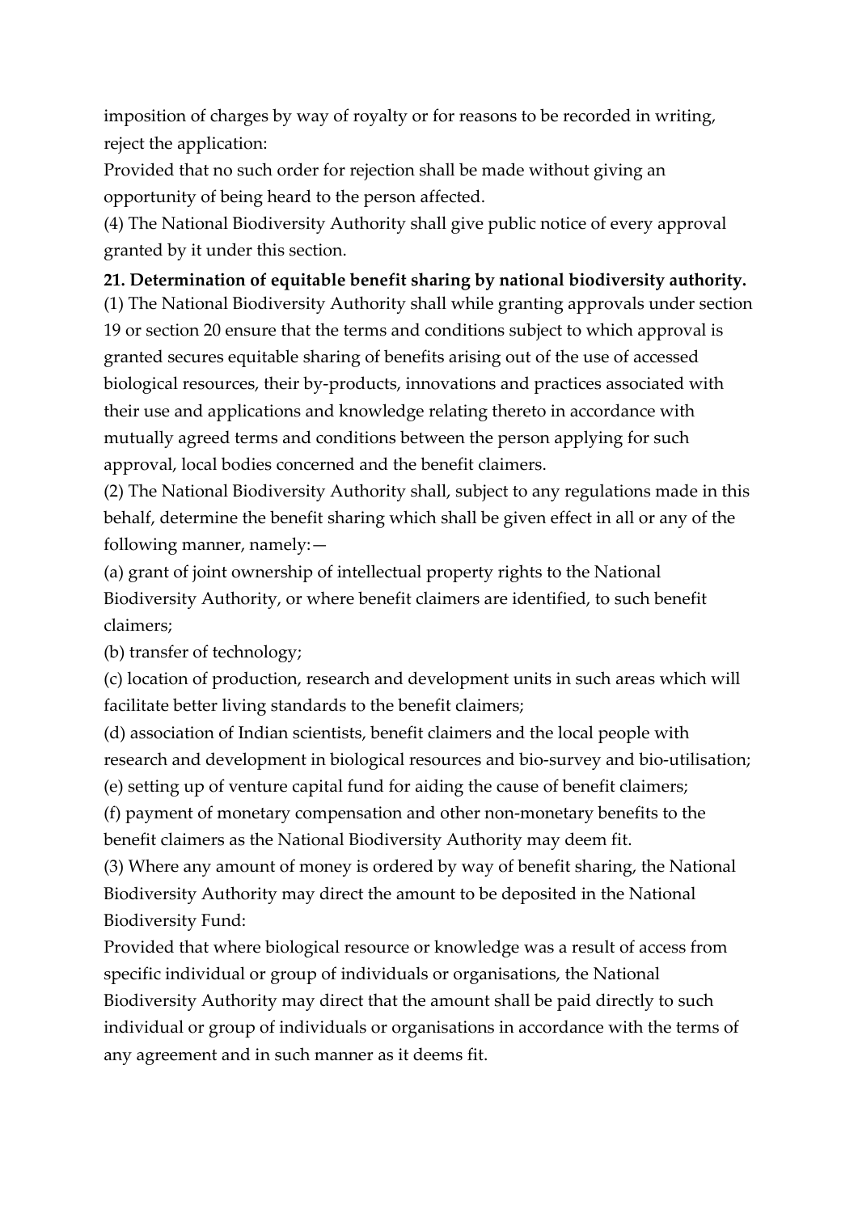imposition of charges by way of royalty or for reasons to be recorded in writing, reject the application:

Provided that no such order for rejection shall be made without giving an opportunity of being heard to the person affected.

(4) The National Biodiversity Authority shall give public notice of every approval granted by it under this section.

**21. Determination of equitable benefit sharing by national biodiversity authority.**

(1) The National Biodiversity Authority shall while granting approvals under section 19 or section 20 ensure that the terms and conditions subject to which approval is granted secures equitable sharing of benefits arising out of the use of accessed biological resources, their by-products, innovations and practices associated with their use and applications and knowledge relating thereto in accordance with mutually agreed terms and conditions between the person applying for such approval, local bodies concerned and the benefit claimers.

(2) The National Biodiversity Authority shall, subject to any regulations made in this behalf, determine the benefit sharing which shall be given effect in all or any of the following manner, namely:—

(a) grant of joint ownership of intellectual property rights to the National Biodiversity Authority, or where benefit claimers are identified, to such benefit claimers;

(b) transfer of technology;

(c) location of production, research and development units in such areas which will facilitate better living standards to the benefit claimers;

(d) association of Indian scientists, benefit claimers and the local people with research and development in biological resources and bio-survey and bio-utilisation;

(e) setting up of venture capital fund for aiding the cause of benefit claimers;

(f) payment of monetary compensation and other non-monetary benefits to the benefit claimers as the National Biodiversity Authority may deem fit.

(3) Where any amount of money is ordered by way of benefit sharing, the National Biodiversity Authority may direct the amount to be deposited in the National Biodiversity Fund:

Provided that where biological resource or knowledge was a result of access from specific individual or group of individuals or organisations, the National Biodiversity Authority may direct that the amount shall be paid directly to such individual or group of individuals or organisations in accordance with the terms of any agreement and in such manner as it deems fit.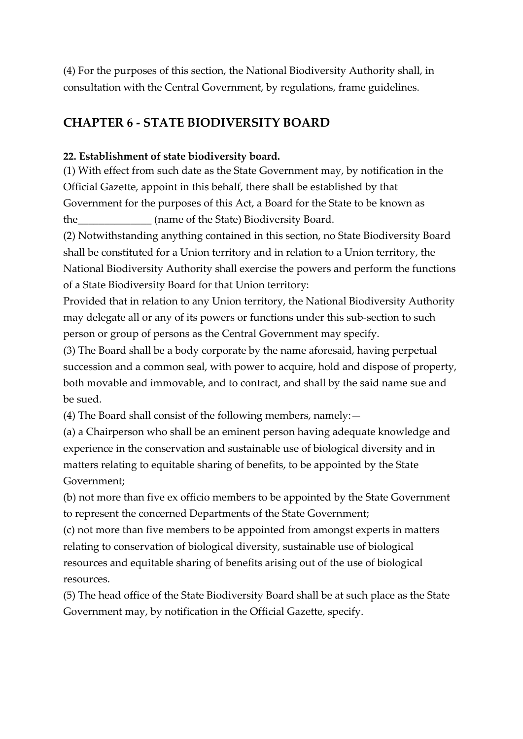(4) For the purposes of this section, the National Biodiversity Authority shall, in consultation with the Central Government, by regulations, frame guidelines.

## CHAPTER 6 - STATE BIODIVERSITY BOARD

**22. Establishment of state biodiversity board.**

(1) With effect from such date as the State Government may, by notification in the Official Gazette, appoint in this behalf, there shall be established by that Government for the purposes of this Act, a Board for the State to be known as the______________ (name of the State) Biodiversity Board.

(2) Notwithstanding anything contained in this section, no State Biodiversity Board shall be constituted for a Union territory and in relation to a Union territory, the National Biodiversity Authority shall exercise the powers and perform the functions of a State Biodiversity Board for that Union territory:

Provided that in relation to any Union territory, the National Biodiversity Authority may delegate all or any of its powers or functions under this sub-section to such person or group of persons as the Central Government may specify.

(3) The Board shall be a body corporate by the name aforesaid, having perpetual succession and a common seal, with power to acquire, hold and dispose of property, both movable and immovable, and to contract, and shall by the said name sue and be sued.

(4) The Board shall consist of the following members, namely:—

(a) a Chairperson who shall be an eminent person having adequate knowledge and experience in the conservation and sustainable use of biological diversity and in matters relating to equitable sharing of benefits, to be appointed by the State Government;

(b) not more than five ex officio members to be appointed by the State Government to represent the concerned Departments of the State Government;

(c) not more than five members to be appointed from amongst experts in matters relating to conservation of biological diversity, sustainable use of biological resources and equitable sharing of benefits arising out of the use of biological resources.

(5) The head office of the State Biodiversity Board shall be at such place as the State Government may, by notification in the Official Gazette, specify.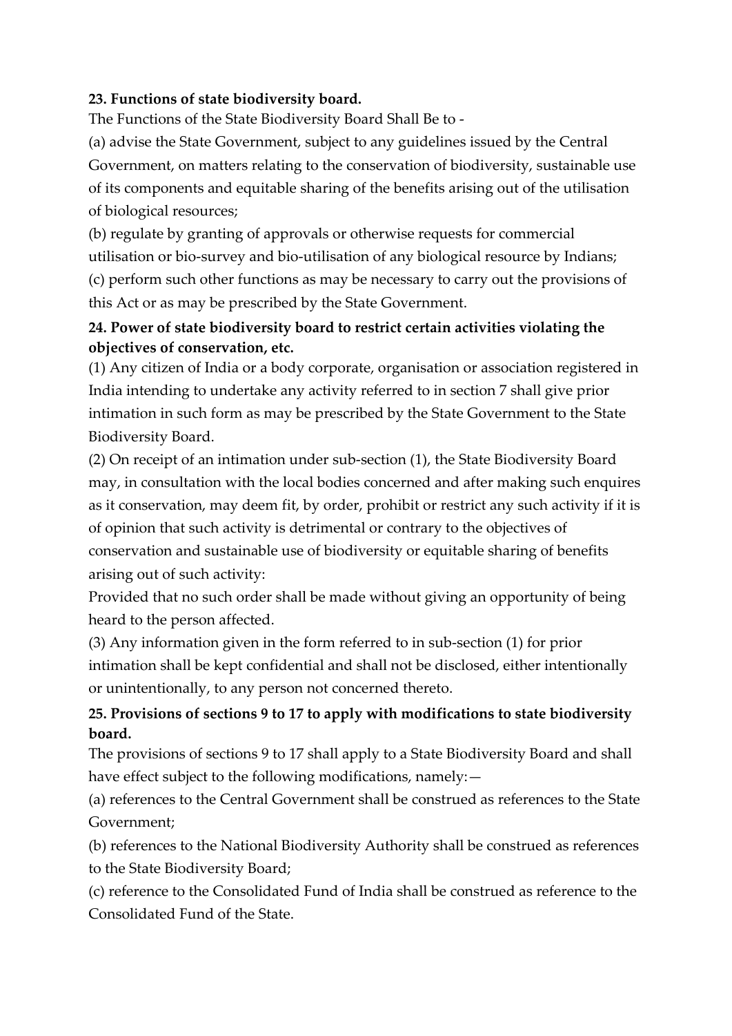**23. Functions of state biodiversity board.**

The Functions of the State Biodiversity Board Shall Be to -

(a) advise the State Government, subject to any guidelines issued by the Central Government, on matters relating to the conservation of biodiversity, sustainable use of its components and equitable sharing of the benefits arising out of the utilisation of biological resources;

(b) regulate by granting of approvals or otherwise requests for commercial utilisation or bio-survey and bio-utilisation of any biological resource by Indians;

(c) perform such other functions as may be necessary to carry out the provisions of this Act or as may be prescribed by the State Government.

**24. Power of state biodiversity board to restrict certain activities violating the objectives of conservation, etc.**

(1) Any citizen of India or a body corporate, organisation or association registered in India intending to undertake any activity referred to in section 7 shall give prior intimation in such form as may be prescribed by the State Government to the State Biodiversity Board.

(2) On receipt of an intimation under sub-section (1), the State Biodiversity Board may, in consultation with the local bodies concerned and after making such enquires as it conservation, may deem fit, by order, prohibit or restrict any such activity if it is of opinion that such activity is detrimental or contrary to the objectives of conservation and sustainable use of biodiversity or equitable sharing of benefits arising out of such activity:

Provided that no such order shall be made without giving an opportunity of being heard to the person affected.

(3) Any information given in the form referred to in sub-section (1) for prior intimation shall be kept confidential and shall not be disclosed, either intentionally or unintentionally, to any person not concerned thereto.

**25. Provisions of sections 9 to 17 to apply with modifications to state biodiversity board.**

The provisions of sections 9 to 17 shall apply to a State Biodiversity Board and shall have effect subject to the following modifications, namely:—

(a) references to the Central Government shall be construed as references to the State Government;

(b) references to the National Biodiversity Authority shall be construed as references to the State Biodiversity Board;

(c) reference to the Consolidated Fund of India shall be construed as reference to the Consolidated Fund of the State.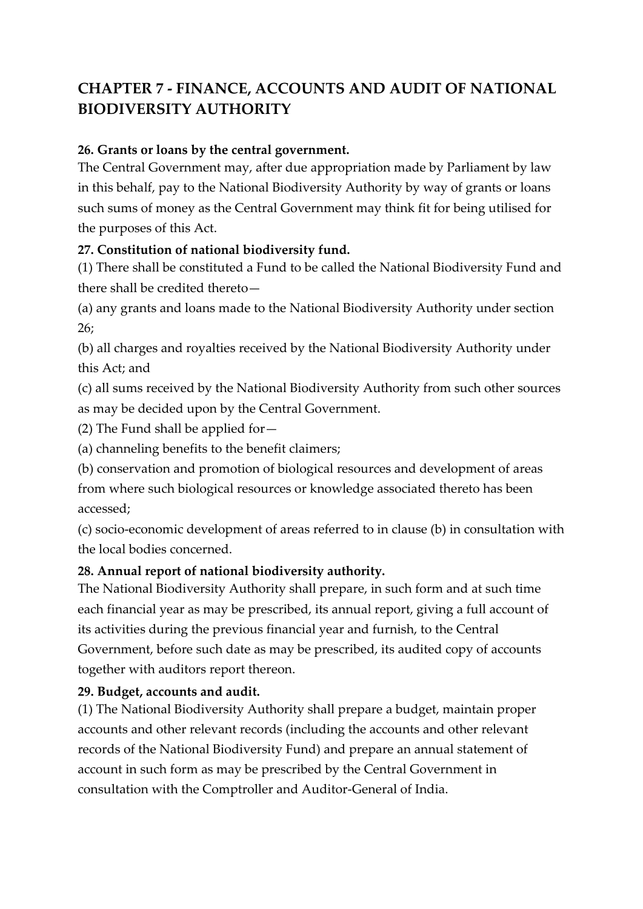## CHAPTER 7 - FINANCE, ACCOUNTS AND AUDIT OF NATIONAL BIODIVERSITY AUTHORITY

**26. Grants or loans by the central government.**

The Central Government may, after due appropriation made by Parliament by law in this behalf, pay to the National Biodiversity Authority by way of grants or loans such sums of money as the Central Government may think fit for being utilised for the purposes of this Act.

**27. Constitution of national biodiversity fund.**

(1) There shall be constituted a Fund to be called the National Biodiversity Fund and there shall be credited thereto—

(a) any grants and loans made to the National Biodiversity Authority under section 26;

(b) all charges and royalties received by the National Biodiversity Authority under this Act; and

(c) all sums received by the National Biodiversity Authority from such other sources as may be decided upon by the Central Government.

(2) The Fund shall be applied for—

(a) channeling benefits to the benefit claimers;

(b) conservation and promotion of biological resources and development of areas from where such biological resources or knowledge associated thereto has been accessed;

(c) socio-economic development of areas referred to in clause (b) in consultation with the local bodies concerned.

**28. Annual report of national biodiversity authority.**

The National Biodiversity Authority shall prepare, in such form and at such time each financial year as may be prescribed, its annual report, giving a full account of its activities during the previous financial year and furnish, to the Central Government, before such date as may be prescribed, its audited copy of accounts together with auditors report thereon.

**29. Budget, accounts and audit.**

(1) The National Biodiversity Authority shall prepare a budget, maintain proper accounts and other relevant records (including the accounts and other relevant records of the National Biodiversity Fund) and prepare an annual statement of account in such form as may be prescribed by the Central Government in consultation with the Comptroller and Auditor-General of India.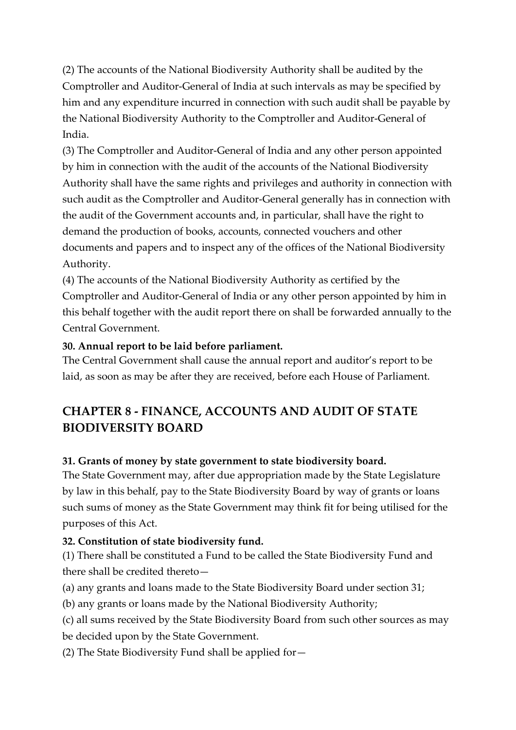(2) The accounts of the National Biodiversity Authority shall be audited by the Comptroller and Auditor-General of India at such intervals as may be specified by him and any expenditure incurred in connection with such audit shall be payable by the National Biodiversity Authority to the Comptroller and Auditor-General of India.

(3) The Comptroller and Auditor-General of India and any other person appointed by him in connection with the audit of the accounts of the National Biodiversity Authority shall have the same rights and privileges and authority in connection with such audit as the Comptroller and Auditor-General generally has in connection with the audit of the Government accounts and, in particular, shall have the right to demand the production of books, accounts, connected vouchers and other documents and papers and to inspect any of the offices of the National Biodiversity Authority.

(4) The accounts of the National Biodiversity Authority as certified by the Comptroller and Auditor-General of India or any other person appointed by him in this behalf together with the audit report there on shall be forwarded annually to the Central Government.

**30. Annual report to be laid before parliament.**

The Central Government shall cause the annual report and auditor's report to be laid, as soon as may be after they are received, before each House of Parliament.

## CHAPTER 8 - FINANCE, ACCOUNTS AND AUDIT OF STATE BIODIVERSITY BOARD

**31. Grants of money by state government to state biodiversity board.**

The State Government may, after due appropriation made by the State Legislature by law in this behalf, pay to the State Biodiversity Board by way of grants or loans such sums of money as the State Government may think fit for being utilised for the purposes of this Act.

**32. Constitution of state biodiversity fund.**

(1) There shall be constituted a Fund to be called the State Biodiversity Fund and there shall be credited thereto—

(a) any grants and loans made to the State Biodiversity Board under section 31;

(b) any grants or loans made by the National Biodiversity Authority;

(c) all sums received by the State Biodiversity Board from such other sources as may be decided upon by the State Government.

(2) The State Biodiversity Fund shall be applied for—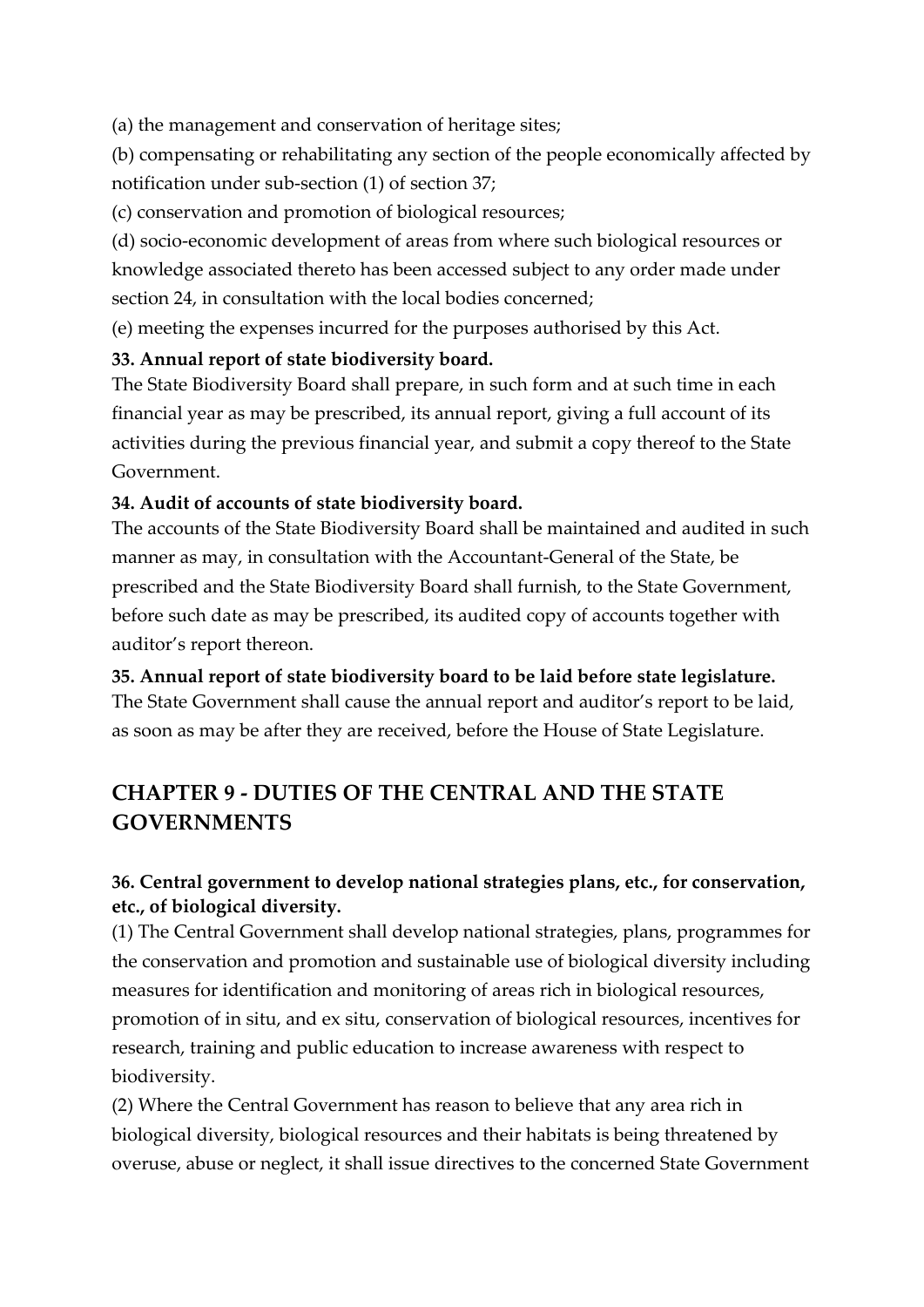(a) the management and conservation of heritage sites;

(b) compensating or rehabilitating any section of the people economically affected by notification under sub-section (1) of section 37;

(c) conservation and promotion of biological resources;

(d) socio-economic development of areas from where such biological resources or knowledge associated thereto has been accessed subject to any order made under section 24, in consultation with the local bodies concerned;

(e) meeting the expenses incurred for the purposes authorised by this Act.

**33. Annual report of state biodiversity board.**

The State Biodiversity Board shall prepare, in such form and at such time in each financial year as may be prescribed, its annual report, giving a full account of its activities during the previous financial year, and submit a copy thereof to the State Government.

**34. Audit of accounts of state biodiversity board.**

The accounts of the State Biodiversity Board shall be maintained and audited in such manner as may, in consultation with the Accountant-General of the State, be prescribed and the State Biodiversity Board shall furnish, to the State Government, before such date as may be prescribed, its audited copy of accounts together with auditor's report thereon.

**35. Annual report of state biodiversity board to be laid before state legislature.**

The State Government shall cause the annual report and auditor's report to be laid, as soon as may be after they are received, before the House of State Legislature.

## CHAPTER 9 - DUTIES OF THE CENTRAL AND THE STATE GOVERNMENTS

**36. Central government to develop national strategies plans, etc., for conservation, etc., of biological diversity.**

(1) The Central Government shall develop national strategies, plans, programmes for the conservation and promotion and sustainable use of biological diversity including measures for identification and monitoring of areas rich in biological resources, promotion of in situ, and ex situ, conservation of biological resources, incentives for research, training and public education to increase awareness with respect to biodiversity.

(2) Where the Central Government has reason to believe that any area rich in biological diversity, biological resources and their habitats is being threatened by overuse, abuse or neglect, it shall issue directives to the concerned State Government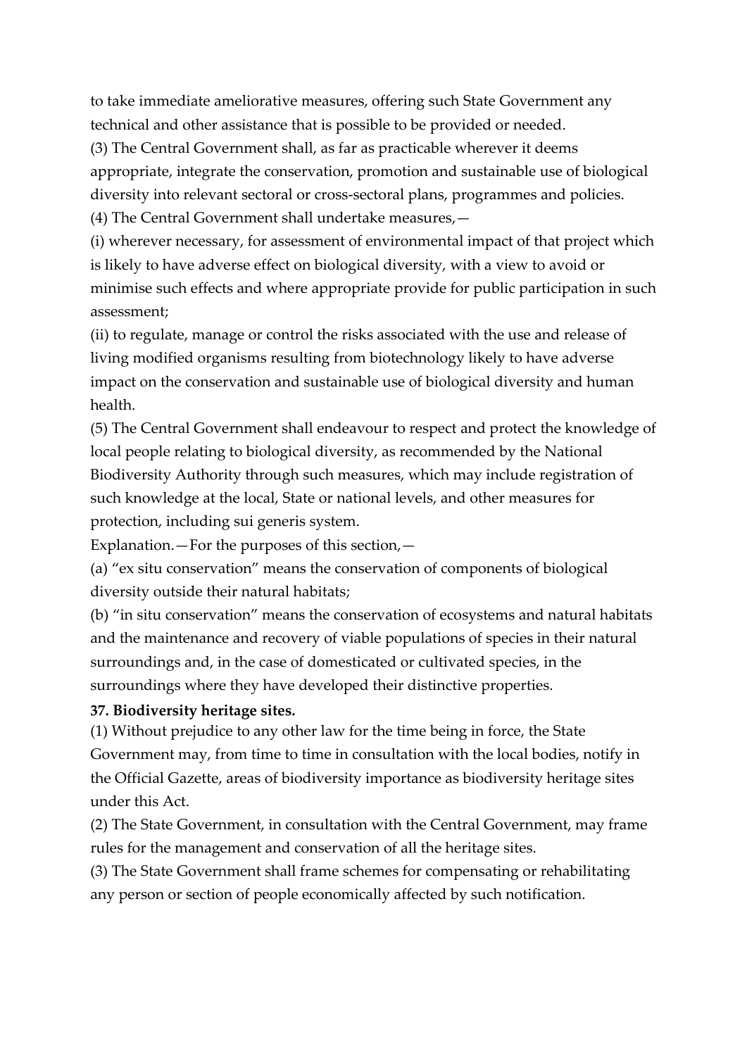to take immediate ameliorative measures, offering such State Government any technical and other assistance that is possible to be provided or needed.

(3) The Central Government shall, as far as practicable wherever it deems appropriate, integrate the conservation, promotion and sustainable use of biological diversity into relevant sectoral or cross-sectoral plans, programmes and policies.

(4) The Central Government shall undertake measures,—

(i) wherever necessary, for assessment of environmental impact of that project which is likely to have adverse effect on biological diversity, with a view to avoid or minimise such effects and where appropriate provide for public participation in such assessment;

(ii) to regulate, manage or control the risks associated with the use and release of living modified organisms resulting from biotechnology likely to have adverse impact on the conservation and sustainable use of biological diversity and human health.

(5) The Central Government shall endeavour to respect and protect the knowledge of local people relating to biological diversity, as recommended by the National Biodiversity Authority through such measures, which may include registration of such knowledge at the local, State or national levels, and other measures for protection, including sui generis system.

Explanation.—For the purposes of this section,—

(a) "ex situ conservation" means the conservation of components of biological diversity outside their natural habitats;

(b) "in situ conservation" means the conservation of ecosystems and natural habitats and the maintenance and recovery of viable populations of species in their natural surroundings and, in the case of domesticated or cultivated species, in the surroundings where they have developed their distinctive properties.

**37. Biodiversity heritage sites.**

(1) Without prejudice to any other law for the time being in force, the State Government may, from time to time in consultation with the local bodies, notify in the Official Gazette, areas of biodiversity importance as biodiversity heritage sites under this Act.

(2) The State Government, in consultation with the Central Government, may frame rules for the management and conservation of all the heritage sites.

(3) The State Government shall frame schemes for compensating or rehabilitating any person or section of people economically affected by such notification.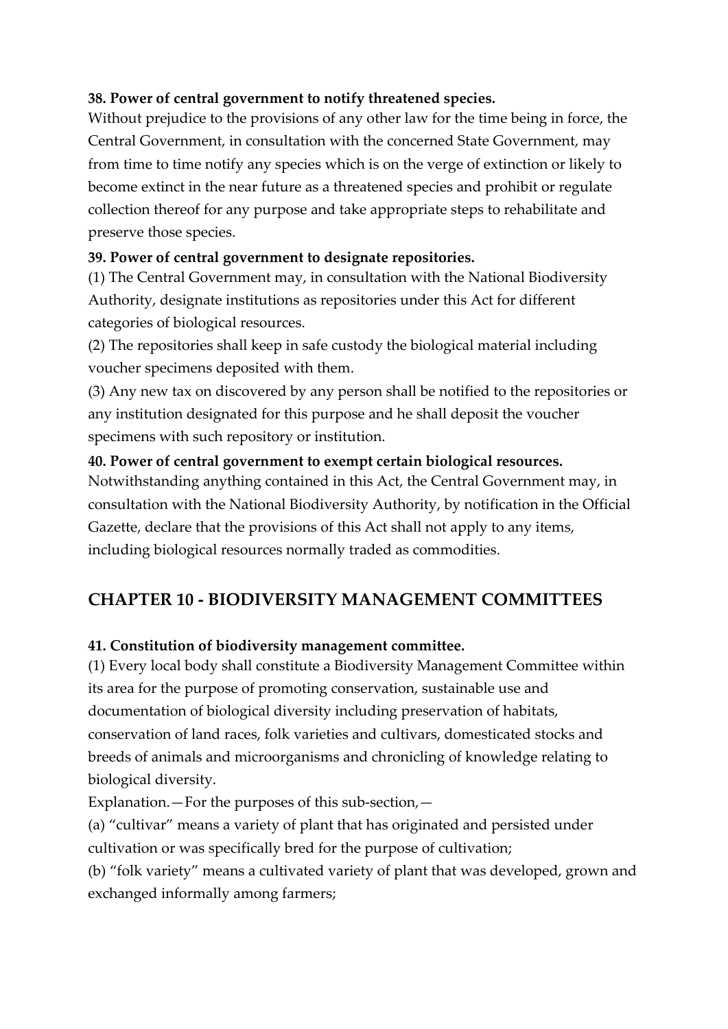**38. Power of central government to notify threatened species.**

Without prejudice to the provisions of any other law for the time being in force, the Central Government, in consultation with the concerned State Government, may from time to time notify any species which is on the verge of extinction or likely to become extinct in the near future as a threatened species and prohibit or regulate collection thereof for any purpose and take appropriate steps to rehabilitate and preserve those species.

**39. Power of central government to designate repositories.**

(1) The Central Government may, in consultation with the National Biodiversity Authority, designate institutions as repositories under this Act for different categories of biological resources.

(2) The repositories shall keep in safe custody the biological material including voucher specimens deposited with them.

(3) Any new tax on discovered by any person shall be notified to the repositories or any institution designated for this purpose and he shall deposit the voucher specimens with such repository or institution.

**40. Power of central government to exempt certain biological resources.**

Notwithstanding anything contained in this Act, the Central Government may, in consultation with the National Biodiversity Authority, by notification in the Official Gazette, declare that the provisions of this Act shall not apply to any items, including biological resources normally traded as commodities.

## CHAPTER 10 - BIODIVERSITY MANAGEMENT COMMITTEES

**41. Constitution of biodiversity management committee.**

(1) Every local body shall constitute a Biodiversity Management Committee within its area for the purpose of promoting conservation, sustainable use and documentation of biological diversity including preservation of habitats, conservation of land races, folk varieties and cultivars, domesticated stocks and breeds of animals and microorganisms and chronicling of knowledge relating to biological diversity.

Explanation.—For the purposes of this sub-section,—

(a) "cultivar" means a variety of plant that has originated and persisted under cultivation or was specifically bred for the purpose of cultivation;

(b) "folk variety" means a cultivated variety of plant that was developed, grown and exchanged informally among farmers;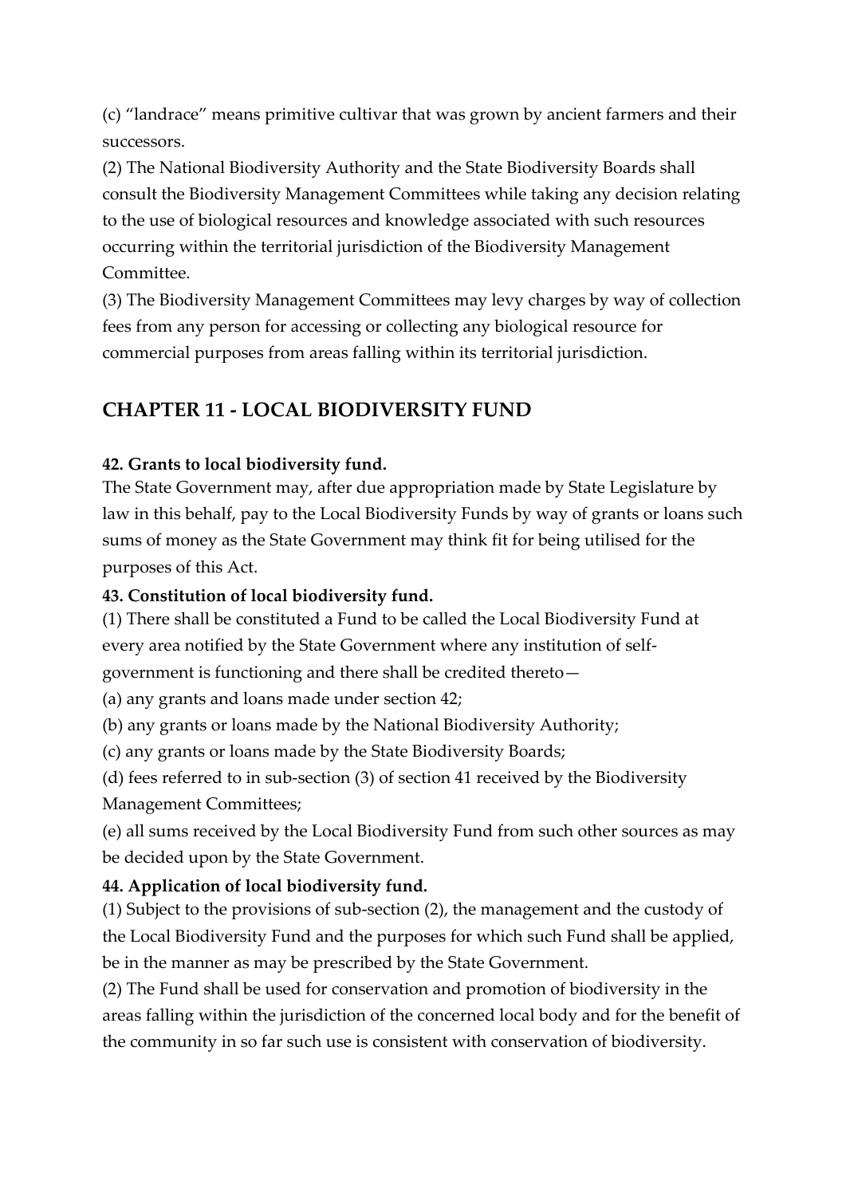(c) “landrace” means primitive cultivar that was grown by ancient farmers and their successors.

(2) The National Biodiversity Authority and the State Biodiversity Boards shall consult the Biodiversity Management Committees while taking any decision relating to the use of biological resources and knowledge associated with such resources occurring within the territorial jurisdiction of the Biodiversity Management Committee.

(3) The Biodiversity Management Committees may levy charges by way of collection fees from any person for accessing or collecting any biological resource for commercial purposes from areas falling within its territorial jurisdiction.

## CHAPTER 11 - LOCAL BIODIVERSITY FUND

**42. Grants to local biodiversity fund.**

The State Government may, after due appropriation made by State Legislature by law in this behalf, pay to the Local Biodiversity Funds by way of grants or loans such sums of money as the State Government may think fit for being utilised for the purposes of this Act.

**43. Constitution of local biodiversity fund.**

(1) There shall be constituted a Fund to be called the Local Biodiversity Fund at every area notified by the State Government where any institution of self-government is functioning and there shall be credited thereto—

(a) any grants and loans made under section 42;

(b) any grants or loans made by the National Biodiversity Authority;

(c) any grants or loans made by the State Biodiversity Boards;

(d) fees referred to in sub-section (3) of section 41 received by the Biodiversity Management Committees;

(e) all sums received by the Local Biodiversity Fund from such other sources as may be decided upon by the State Government.

**44. Application of local biodiversity fund.**

(1) Subject to the provisions of sub-section (2), the management and the custody of the Local Biodiversity Fund and the purposes for which such Fund shall be applied, be in the manner as may be prescribed by the State Government.

(2) The Fund shall be used for conservation and promotion of biodiversity in the areas falling within the jurisdiction of the concerned local body and for the benefit of the community in so far such use is consistent with conservation of biodiversity.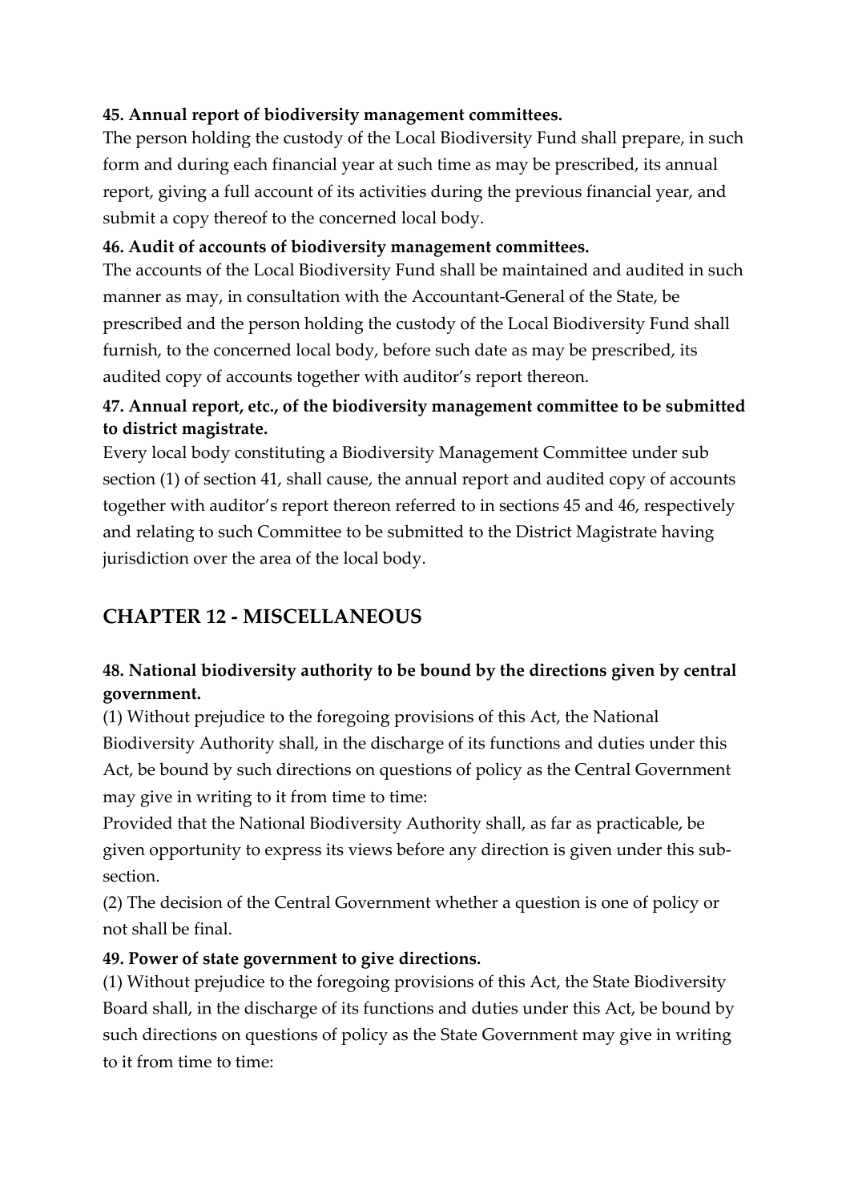**45. Annual report of biodiversity management committees.**

The person holding the custody of the Local Biodiversity Fund shall prepare, in such form and during each financial year at such time as may be prescribed, its annual report, giving a full account of its activities during the previous financial year, and submit a copy thereof to the concerned local body.

**46. Audit of accounts of biodiversity management committees.**

The accounts of the Local Biodiversity Fund shall be maintained and audited in such manner as may, in consultation with the Accountant-General of the State, be prescribed and the person holding the custody of the Local Biodiversity Fund shall furnish, to the concerned local body, before such date as may be prescribed, its audited copy of accounts together with auditor's report thereon.

**47. Annual report, etc., of the biodiversity management committee to be submitted to district magistrate.**

Every local body constituting a Biodiversity Management Committee under sub section (1) of section 41, shall cause, the annual report and audited copy of accounts together with auditor's report thereon referred to in sections 45 and 46, respectively and relating to such Committee to be submitted to the District Magistrate having jurisdiction over the area of the local body.

## CHAPTER 12 - MISCELLANEOUS

**48. National biodiversity authority to be bound by the directions given by central government.**

(1) Without prejudice to the foregoing provisions of this Act, the National Biodiversity Authority shall, in the discharge of its functions and duties under this Act, be bound by such directions on questions of policy as the Central Government may give in writing to it from time to time:

Provided that the National Biodiversity Authority shall, as far as practicable, be given opportunity to express its views before any direction is given under this sub-section.

(2) The decision of the Central Government whether a question is one of policy or not shall be final.

**49. Power of state government to give directions.**

(1) Without prejudice to the foregoing provisions of this Act, the State Biodiversity Board shall, in the discharge of its functions and duties under this Act, be bound by such directions on questions of policy as the State Government may give in writing to it from time to time: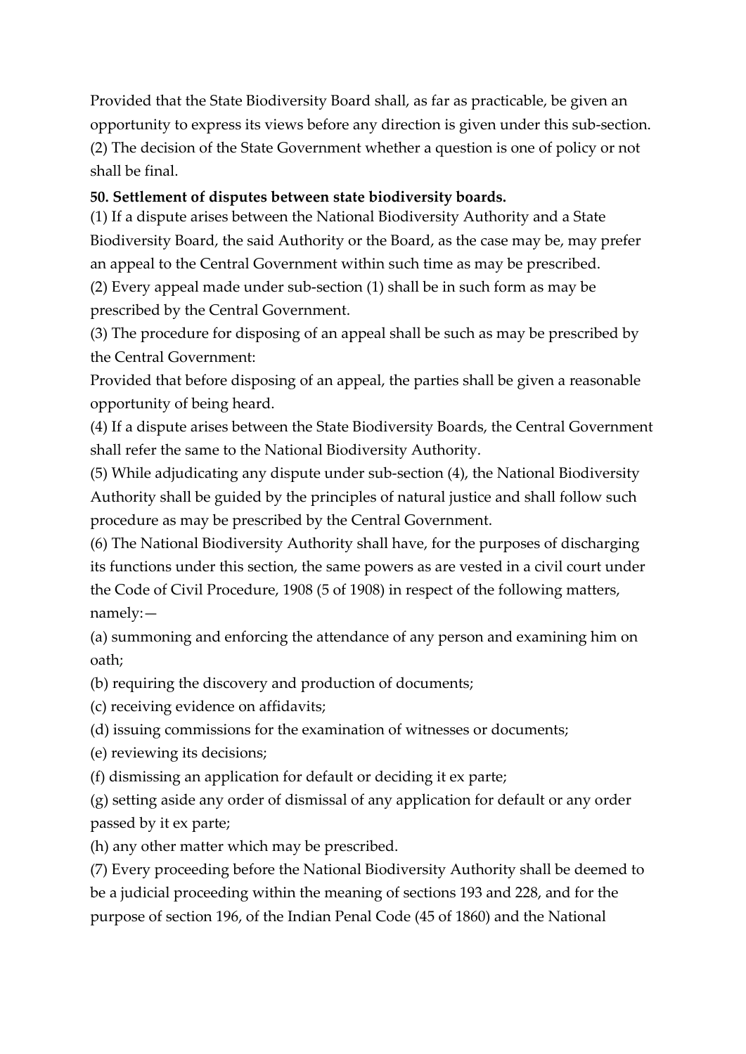Provided that the State Biodiversity Board shall, as far as practicable, be given an opportunity to express its views before any direction is given under this sub-section.
(2) The decision of the State Government whether a question is one of policy or not shall be final.

**50. Settlement of disputes between state biodiversity boards.**

(1) If a dispute arises between the National Biodiversity Authority and a State Biodiversity Board, the said Authority or the Board, as the case may be, may prefer an appeal to the Central Government within such time as may be prescribed.
(2) Every appeal made under sub-section (1) shall be in such form as may be prescribed by the Central Government.
(3) The procedure for disposing of an appeal shall be such as may be prescribed by the Central Government:
Provided that before disposing of an appeal, the parties shall be given a reasonable opportunity of being heard.
(4) If a dispute arises between the State Biodiversity Boards, the Central Government shall refer the same to the National Biodiversity Authority.
(5) While adjudicating any dispute under sub-section (4), the National Biodiversity Authority shall be guided by the principles of natural justice and shall follow such procedure as may be prescribed by the Central Government.
(6) The National Biodiversity Authority shall have, for the purposes of discharging its functions under this section, the same powers as are vested in a civil court under the Code of Civil Procedure, 1908 (5 of 1908) in respect of the following matters, namely:—
(a) summoning and enforcing the attendance of any person and examining him on oath;
(b) requiring the discovery and production of documents;
(c) receiving evidence on affidavits;
(d) issuing commissions for the examination of witnesses or documents;
(e) reviewing its decisions;
(f) dismissing an application for default or deciding it ex parte;
(g) setting aside any order of dismissal of any application for default or any order passed by it ex parte;
(h) any other matter which may be prescribed.
(7) Every proceeding before the National Biodiversity Authority shall be deemed to be a judicial proceeding within the meaning of sections 193 and 228, and for the purpose of section 196, of the Indian Penal Code (45 of 1860) and the National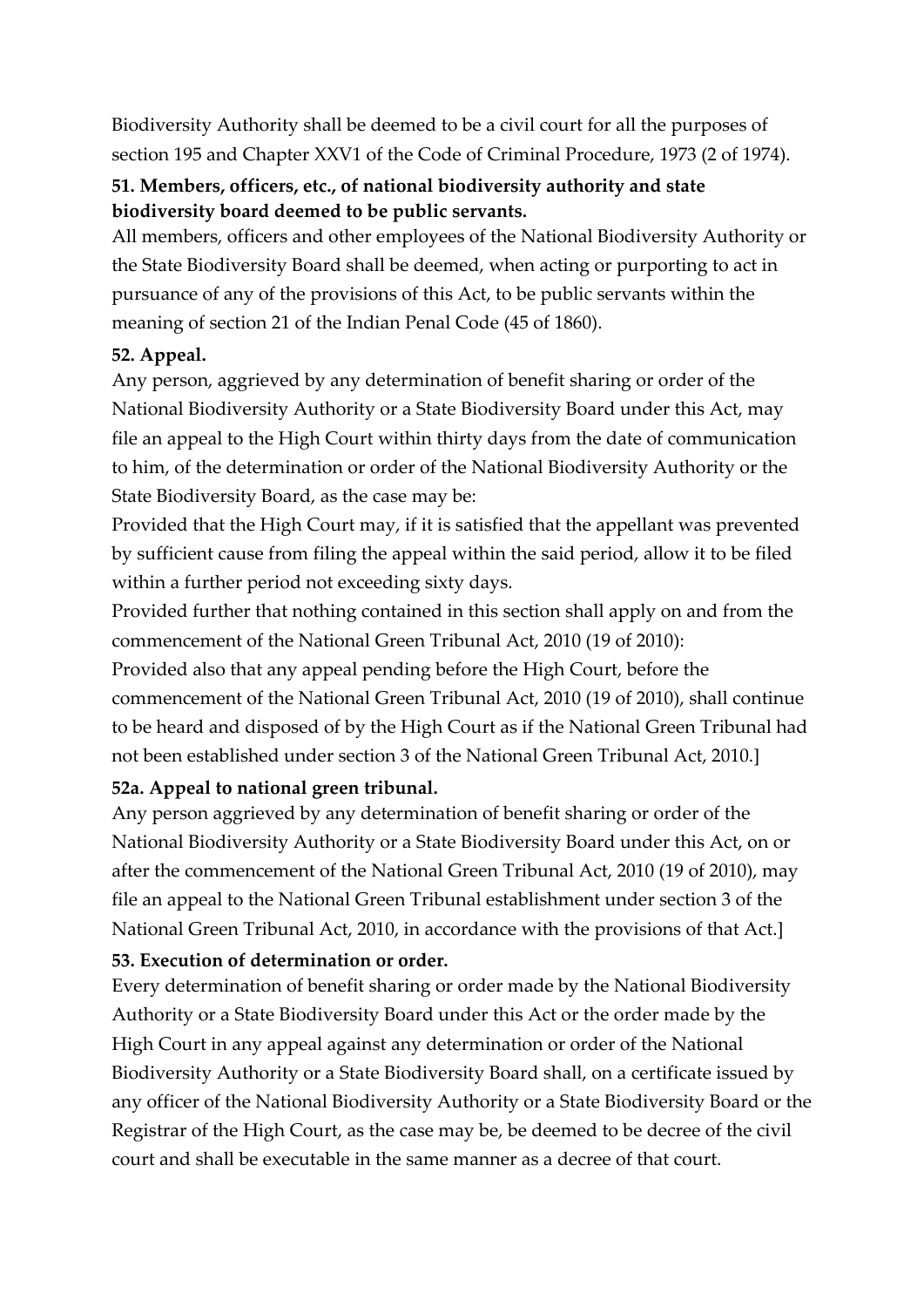Biodiversity Authority shall be deemed to be a civil court for all the purposes of section 195 and Chapter XXV1 of the Code of Criminal Procedure, 1973 (2 of 1974).

### 51. Members, officers, etc., of national biodiversity authority and state biodiversity board deemed to be public servants.

All members, officers and other employees of the National Biodiversity Authority or the State Biodiversity Board shall be deemed, when acting or purporting to act in pursuance of any of the provisions of this Act, to be public servants within the meaning of section 21 of the Indian Penal Code (45 of 1860).

### 52. Appeal.

Any person, aggrieved by any determination of benefit sharing or order of the National Biodiversity Authority or a State Biodiversity Board under this Act, may file an appeal to the High Court within thirty days from the date of communication to him, of the determination or order of the National Biodiversity Authority or the State Biodiversity Board, as the case may be:

Provided that the High Court may, if it is satisfied that the appellant was prevented by sufficient cause from filing the appeal within the said period, allow it to be filed within a further period not exceeding sixty days.

Provided further that nothing contained in this section shall apply on and from the commencement of the National Green Tribunal Act, 2010 (19 of 2010):

Provided also that any appeal pending before the High Court, before the commencement of the National Green Tribunal Act, 2010 (19 of 2010), shall continue to be heard and disposed of by the High Court as if the National Green Tribunal had not been established under section 3 of the National Green Tribunal Act, 2010.]

### 52a. Appeal to national green tribunal.

Any person aggrieved by any determination of benefit sharing or order of the National Biodiversity Authority or a State Biodiversity Board under this Act, on or after the commencement of the National Green Tribunal Act, 2010 (19 of 2010), may file an appeal to the National Green Tribunal establishment under section 3 of the National Green Tribunal Act, 2010, in accordance with the provisions of that Act.]

### 53. Execution of determination or order.

Every determination of benefit sharing or order made by the National Biodiversity Authority or a State Biodiversity Board under this Act or the order made by the High Court in any appeal against any determination or order of the National Biodiversity Authority or a State Biodiversity Board shall, on a certificate issued by any officer of the National Biodiversity Authority or a State Biodiversity Board or the Registrar of the High Court, as the case may be, be deemed to be decree of the civil court and shall be executable in the same manner as a decree of that court.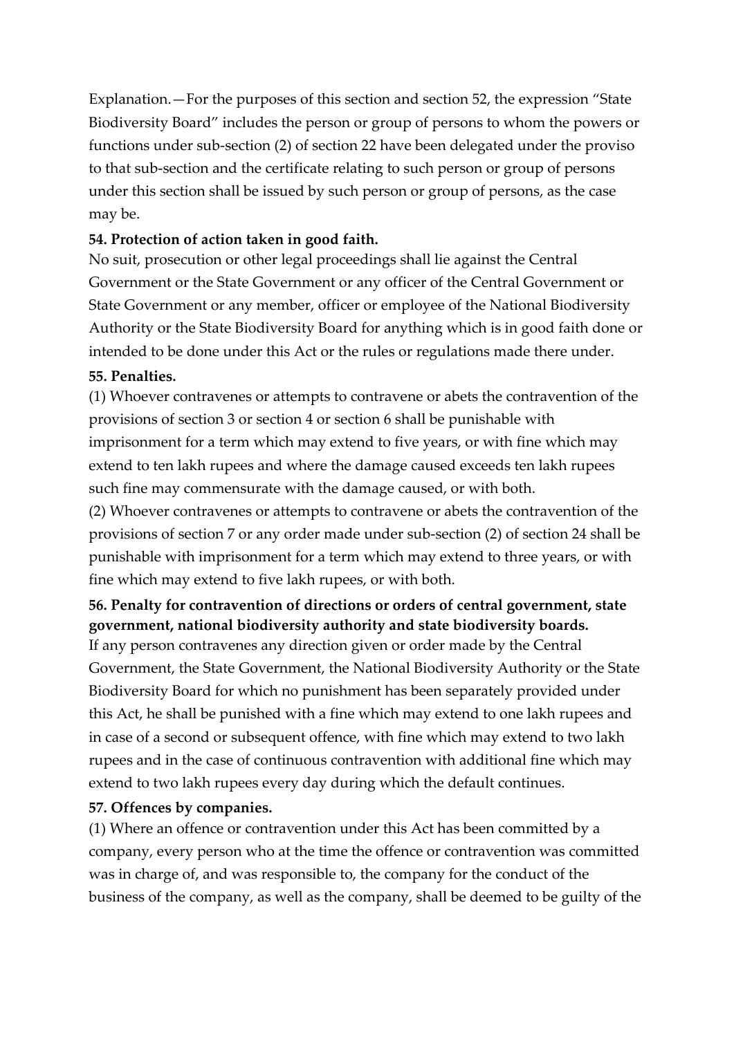Explanation.—For the purposes of this section and section 52, the expression "State Biodiversity Board" includes the person or group of persons to whom the powers or functions under sub-section (2) of section 22 have been delegated under the proviso to that sub-section and the certificate relating to such person or group of persons under this section shall be issued by such person or group of persons, as the case may be.

**54. Protection of action taken in good faith.**

No suit, prosecution or other legal proceedings shall lie against the Central Government or the State Government or any officer of the Central Government or State Government or any member, officer or employee of the National Biodiversity Authority or the State Biodiversity Board for anything which is in good faith done or intended to be done under this Act or the rules or regulations made there under.

**55. Penalties.**

(1) Whoever contravenes or attempts to contravene or abets the contravention of the provisions of section 3 or section 4 or section 6 shall be punishable with imprisonment for a term which may extend to five years, or with fine which may extend to ten lakh rupees and where the damage caused exceeds ten lakh rupees such fine may commensurate with the damage caused, or with both.

(2) Whoever contravenes or attempts to contravene or abets the contravention of the provisions of section 7 or any order made under sub-section (2) of section 24 shall be punishable with imprisonment for a term which may extend to three years, or with fine which may extend to five lakh rupees, or with both.

**56. Penalty for contravention of directions or orders of central government, state government, national biodiversity authority and state biodiversity boards.**

If any person contravenes any direction given or order made by the Central Government, the State Government, the National Biodiversity Authority or the State Biodiversity Board for which no punishment has been separately provided under this Act, he shall be punished with a fine which may extend to one lakh rupees and in case of a second or subsequent offence, with fine which may extend to two lakh rupees and in the case of continuous contravention with additional fine which may extend to two lakh rupees every day during which the default continues.

**57. Offences by companies.**

(1) Where an offence or contravention under this Act has been committed by a company, every person who at the time the offence or contravention was committed was in charge of, and was responsible to, the company for the conduct of the business of the company, as well as the company, shall be deemed to be guilty of the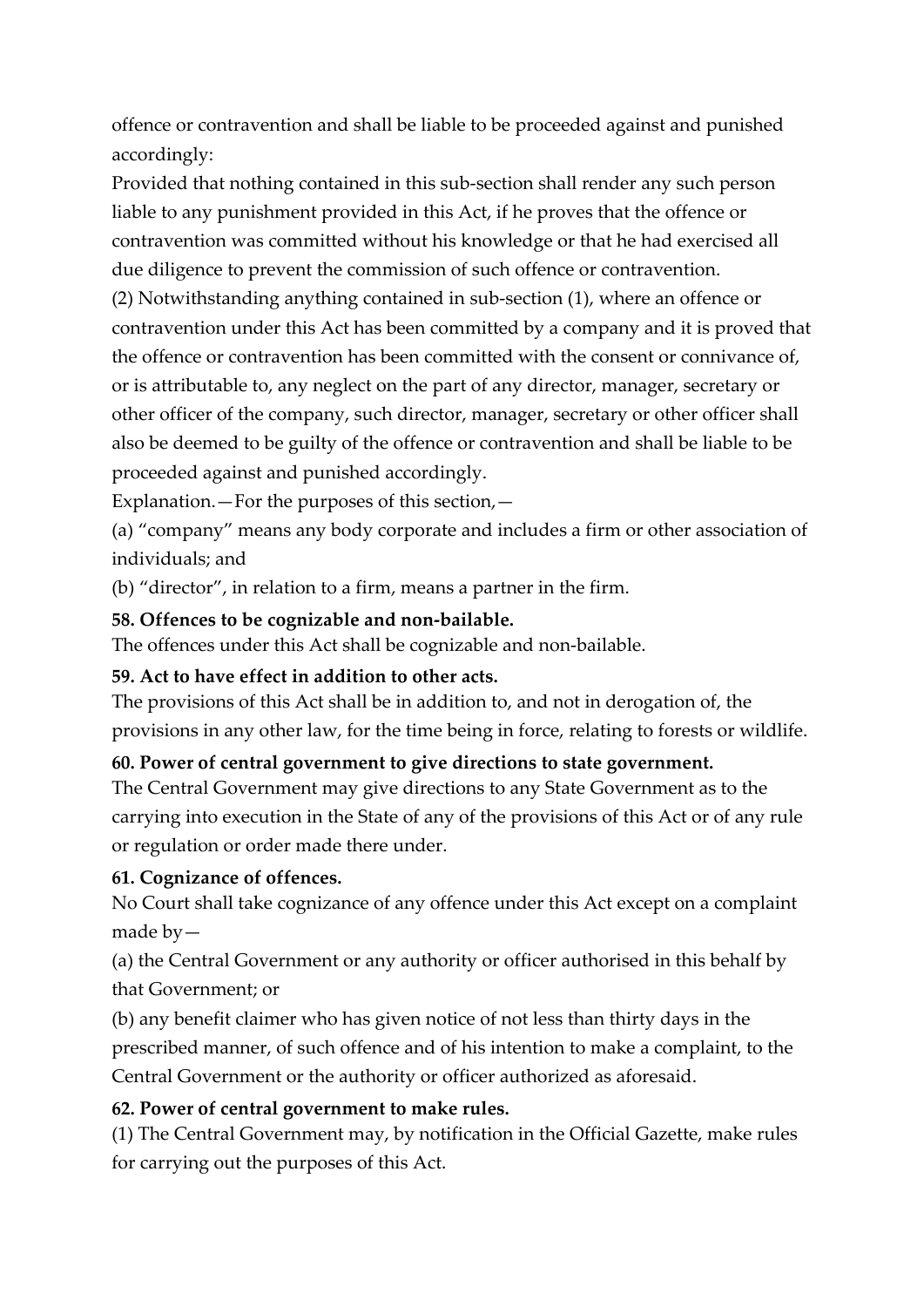offence or contravention and shall be liable to be proceeded against and punished accordingly:

Provided that nothing contained in this sub-section shall render any such person liable to any punishment provided in this Act, if he proves that the offence or contravention was committed without his knowledge or that he had exercised all due diligence to prevent the commission of such offence or contravention.

(2) Notwithstanding anything contained in sub-section (1), where an offence or contravention under this Act has been committed by a company and it is proved that the offence or contravention has been committed with the consent or connivance of, or is attributable to, any neglect on the part of any director, manager, secretary or other officer of the company, such director, manager, secretary or other officer shall also be deemed to be guilty of the offence or contravention and shall be liable to be proceeded against and punished accordingly.

Explanation.—For the purposes of this section,—

(a) "company" means any body corporate and includes a firm or other association of individuals; and

(b) "director", in relation to a firm, means a partner in the firm.

**58. Offences to be cognizable and non-bailable.**

The offences under this Act shall be cognizable and non-bailable.

**59. Act to have effect in addition to other acts.**

The provisions of this Act shall be in addition to, and not in derogation of, the provisions in any other law, for the time being in force, relating to forests or wildlife.

**60. Power of central government to give directions to state government.**

The Central Government may give directions to any State Government as to the carrying into execution in the State of any of the provisions of this Act or of any rule or regulation or order made there under.

**61. Cognizance of offences.**

No Court shall take cognizance of any offence under this Act except on a complaint made by—

(a) the Central Government or any authority or officer authorised in this behalf by that Government; or

(b) any benefit claimer who has given notice of not less than thirty days in the prescribed manner, of such offence and of his intention to make a complaint, to the Central Government or the authority or officer authorized as aforesaid.

**62. Power of central government to make rules.**

(1) The Central Government may, by notification in the Official Gazette, make rules for carrying out the purposes of this Act.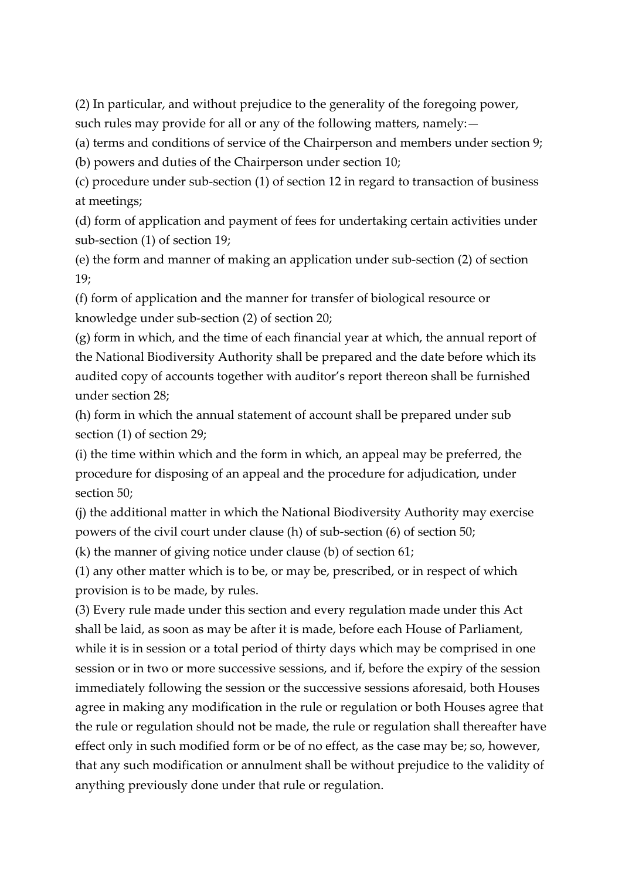(2) In particular, and without prejudice to the generality of the foregoing power, such rules may provide for all or any of the following matters, namely:—

(a) terms and conditions of service of the Chairperson and members under section 9;

(b) powers and duties of the Chairperson under section 10;

(c) procedure under sub-section (1) of section 12 in regard to transaction of business at meetings;

(d) form of application and payment of fees for undertaking certain activities under sub-section (1) of section 19;

(e) the form and manner of making an application under sub-section (2) of section 19;

(f) form of application and the manner for transfer of biological resource or knowledge under sub-section (2) of section 20;

(g) form in which, and the time of each financial year at which, the annual report of the National Biodiversity Authority shall be prepared and the date before which its audited copy of accounts together with auditor's report thereon shall be furnished under section 28;

(h) form in which the annual statement of account shall be prepared under sub section (1) of section 29;

(i) the time within which and the form in which, an appeal may be preferred, the procedure for disposing of an appeal and the procedure for adjudication, under section 50;

(j) the additional matter in which the National Biodiversity Authority may exercise powers of the civil court under clause (h) of sub-section (6) of section 50;

(k) the manner of giving notice under clause (b) of section 61;

(1) any other matter which is to be, or may be, prescribed, or in respect of which provision is to be made, by rules.

(3) Every rule made under this section and every regulation made under this Act shall be laid, as soon as may be after it is made, before each House of Parliament, while it is in session or a total period of thirty days which may be comprised in one session or in two or more successive sessions, and if, before the expiry of the session immediately following the session or the successive sessions aforesaid, both Houses agree in making any modification in the rule or regulation or both Houses agree that the rule or regulation should not be made, the rule or regulation shall thereafter have effect only in such modified form or be of no effect, as the case may be; so, however, that any such modification or annulment shall be without prejudice to the validity of anything previously done under that rule or regulation.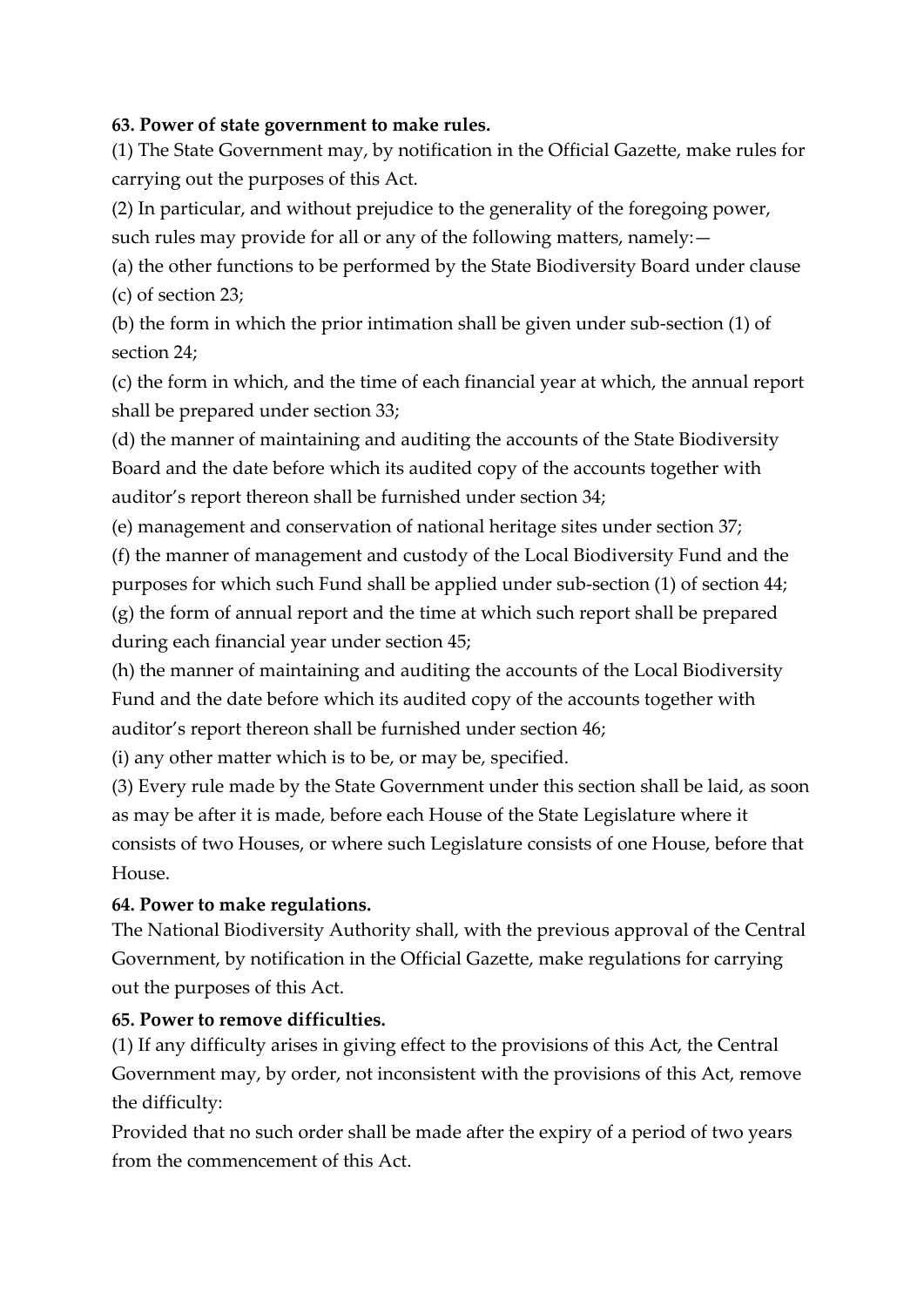**63. Power of state government to make rules.**

(1) The State Government may, by notification in the Official Gazette, make rules for carrying out the purposes of this Act.

(2) In particular, and without prejudice to the generality of the foregoing power, such rules may provide for all or any of the following matters, namely:—

(a) the other functions to be performed by the State Biodiversity Board under clause (c) of section 23;

(b) the form in which the prior intimation shall be given under sub-section (1) of section 24;

(c) the form in which, and the time of each financial year at which, the annual report shall be prepared under section 33;

(d) the manner of maintaining and auditing the accounts of the State Biodiversity Board and the date before which its audited copy of the accounts together with auditor's report thereon shall be furnished under section 34;

(e) management and conservation of national heritage sites under section 37;

(f) the manner of management and custody of the Local Biodiversity Fund and the purposes for which such Fund shall be applied under sub-section (1) of section 44;

(g) the form of annual report and the time at which such report shall be prepared during each financial year under section 45;

(h) the manner of maintaining and auditing the accounts of the Local Biodiversity Fund and the date before which its audited copy of the accounts together with auditor's report thereon shall be furnished under section 46;

(i) any other matter which is to be, or may be, specified.

(3) Every rule made by the State Government under this section shall be laid, as soon as may be after it is made, before each House of the State Legislature where it consists of two Houses, or where such Legislature consists of one House, before that House.

**64. Power to make regulations.**

The National Biodiversity Authority shall, with the previous approval of the Central Government, by notification in the Official Gazette, make regulations for carrying out the purposes of this Act.

**65. Power to remove difficulties.**

(1) If any difficulty arises in giving effect to the provisions of this Act, the Central Government may, by order, not inconsistent with the provisions of this Act, remove the difficulty:

Provided that no such order shall be made after the expiry of a period of two years from the commencement of this Act.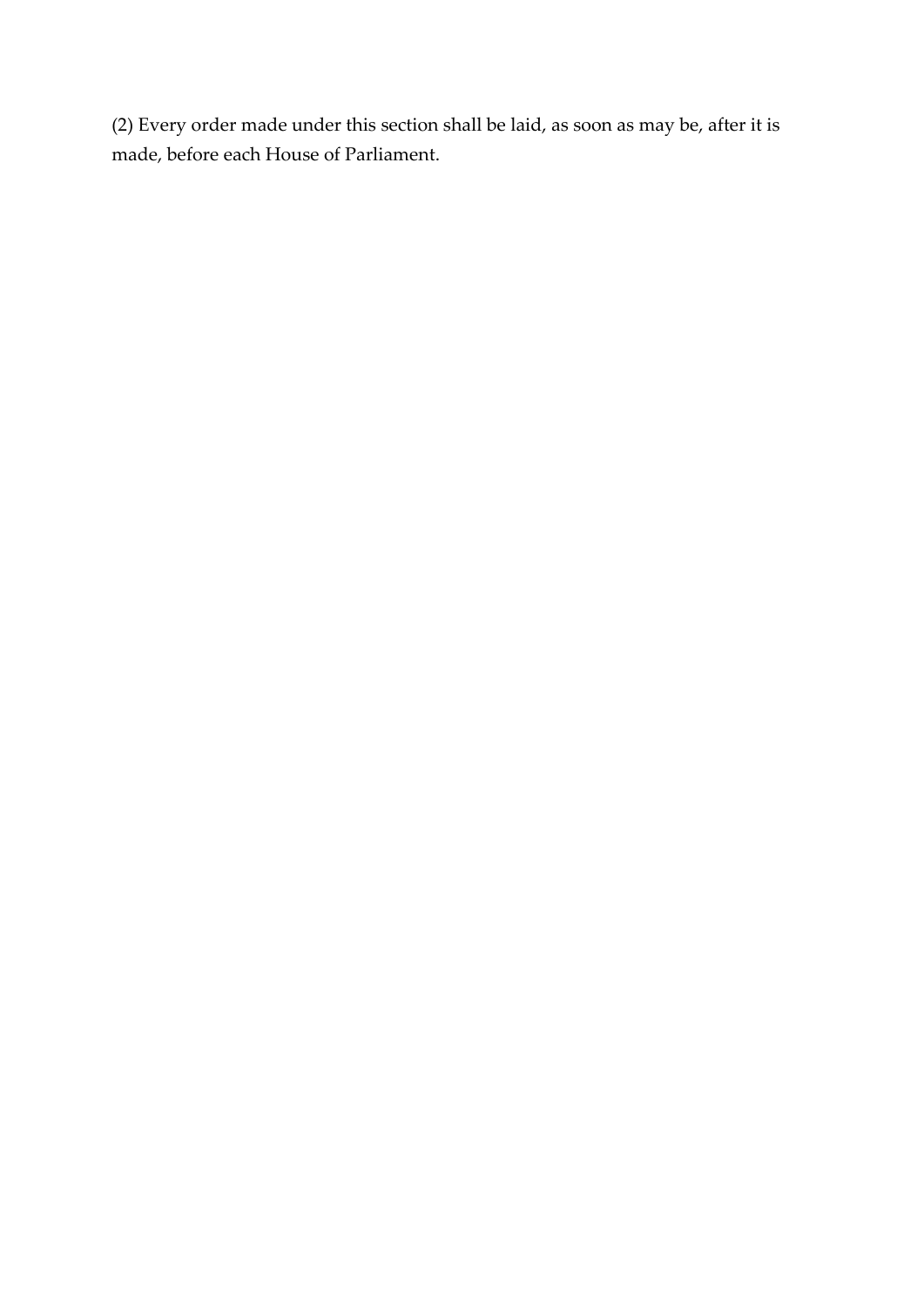(2) Every order made under this section shall be laid, as soon as may be, after it is made, before each House of Parliament.